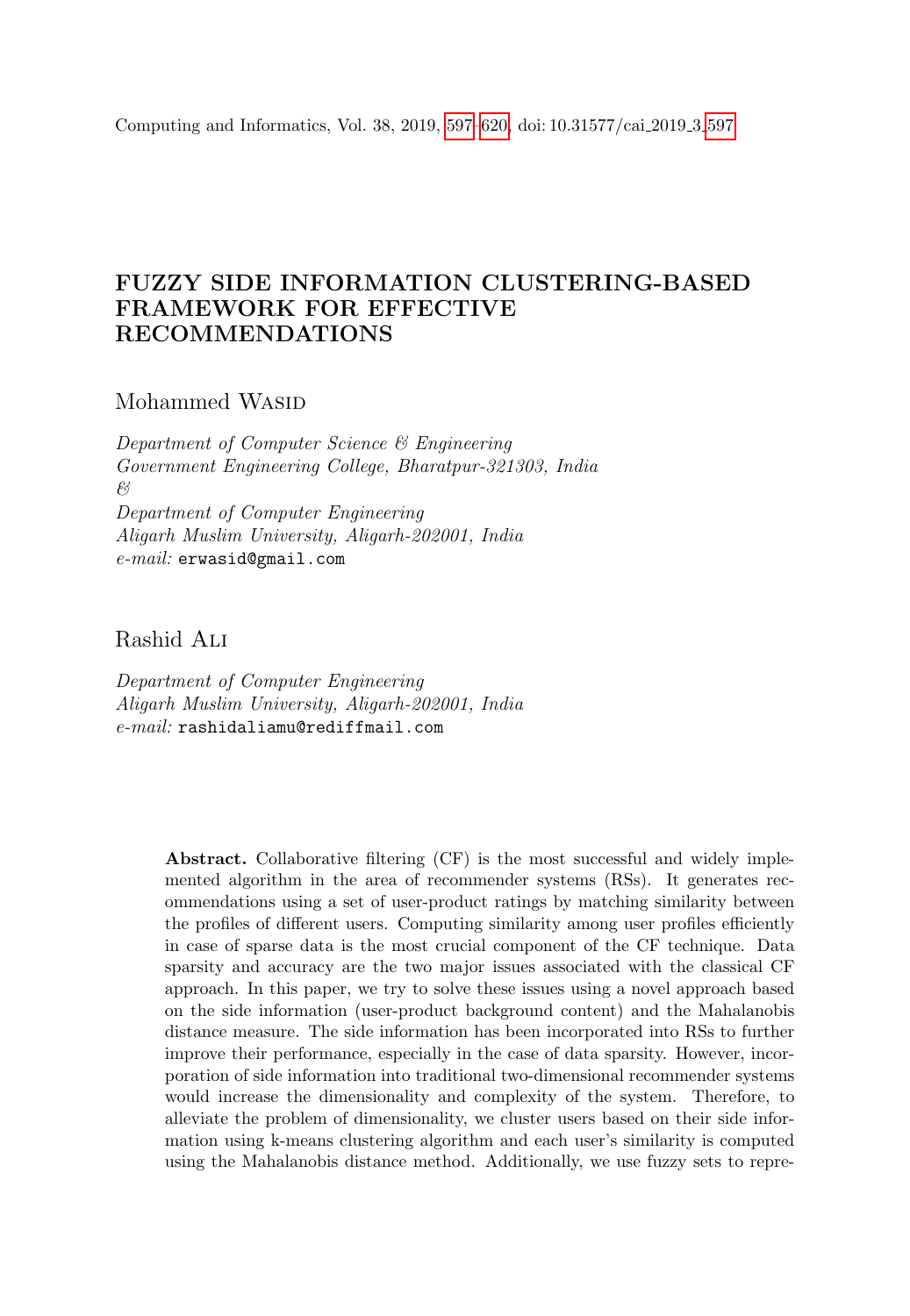# FUZZY SIDE INFORMATION CLUSTERING-BASED FRAMEWORK FOR EFFECTIVE RECOMMENDATIONS

Mohammed Wasid

*Department of Computer Science & Engineering*
*Government Engineering College, Bharatpur-321303, India*
*&*
*Department of Computer Engineering*
*Aligarh Muslim University, Aligarh-202001, India*
*e-mail:* `erwasid@gmail.com`

Rashid Ali

*Department of Computer Engineering*
*Aligarh Muslim University, Aligarh-202001, India*
*e-mail:* `rashidaliamu@rediffmail.com`

**Abstract.** Collaborative filtering (CF) is the most successful and widely implemented algorithm in the area of recommender systems (RSs). It generates recommendations using a set of user-product ratings by matching similarity between the profiles of different users. Computing similarity among user profiles efficiently in case of sparse data is the most crucial component of the CF technique. Data sparsity and accuracy are the two major issues associated with the classical CF approach. In this paper, we try to solve these issues using a novel approach based on the side information (user-product background content) and the Mahalanobis distance measure. The side information has been incorporated into RSs to further improve their performance, especially in the case of data sparsity. However, incorporation of side information into traditional two-dimensional recommender systems would increase the dimensionality and complexity of the system. Therefore, to alleviate the problem of dimensionality, we cluster users based on their side information using k-means clustering algorithm and each user's similarity is computed using the Mahalanobis distance method. Additionally, we use fuzzy sets to repre-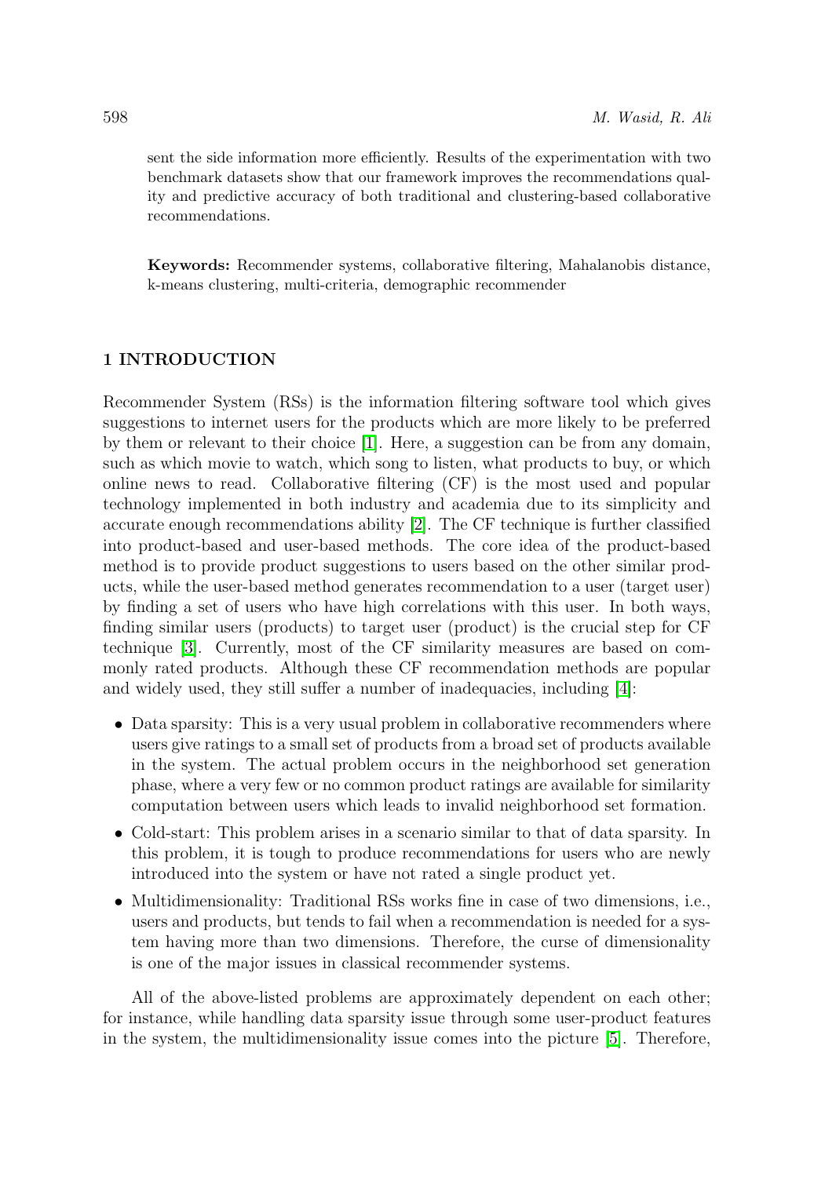sent the side information more efficiently. Results of the experimentation with two benchmark datasets show that our framework improves the recommendations quality and predictive accuracy of both traditional and clustering-based collaborative recommendations.

**Keywords:** Recommender systems, collaborative filtering, Mahalanobis distance, k-means clustering, multi-criteria, demographic recommender

## 1 INTRODUCTION

Recommender System (RSs) is the information filtering software tool which gives suggestions to internet users for the products which are more likely to be preferred by them or relevant to their choice [1]. Here, a suggestion can be from any domain, such as which movie to watch, which song to listen, what products to buy, or which online news to read. Collaborative filtering (CF) is the most used and popular technology implemented in both industry and academia due to its simplicity and accurate enough recommendations ability [2]. The CF technique is further classified into product-based and user-based methods. The core idea of the product-based method is to provide product suggestions to users based on the other similar products, while the user-based method generates recommendation to a user (target user) by finding a set of users who have high correlations with this user. In both ways, finding similar users (products) to target user (product) is the crucial step for CF technique [3]. Currently, most of the CF similarity measures are based on commonly rated products. Although these CF recommendation methods are popular and widely used, they still suffer a number of inadequacies, including [4]:

- Data sparsity: This is a very usual problem in collaborative recommenders where users give ratings to a small set of products from a broad set of products available in the system. The actual problem occurs in the neighborhood set generation phase, where a very few or no common product ratings are available for similarity computation between users which leads to invalid neighborhood set formation.
- Cold-start: This problem arises in a scenario similar to that of data sparsity. In this problem, it is tough to produce recommendations for users who are newly introduced into the system or have not rated a single product yet.
- Multidimensionality: Traditional RSs works fine in case of two dimensions, i.e., users and products, but tends to fail when a recommendation is needed for a system having more than two dimensions. Therefore, the curse of dimensionality is one of the major issues in classical recommender systems.

All of the above-listed problems are approximately dependent on each other; for instance, while handling data sparsity issue through some user-product features in the system, the multidimensionality issue comes into the picture [5]. Therefore,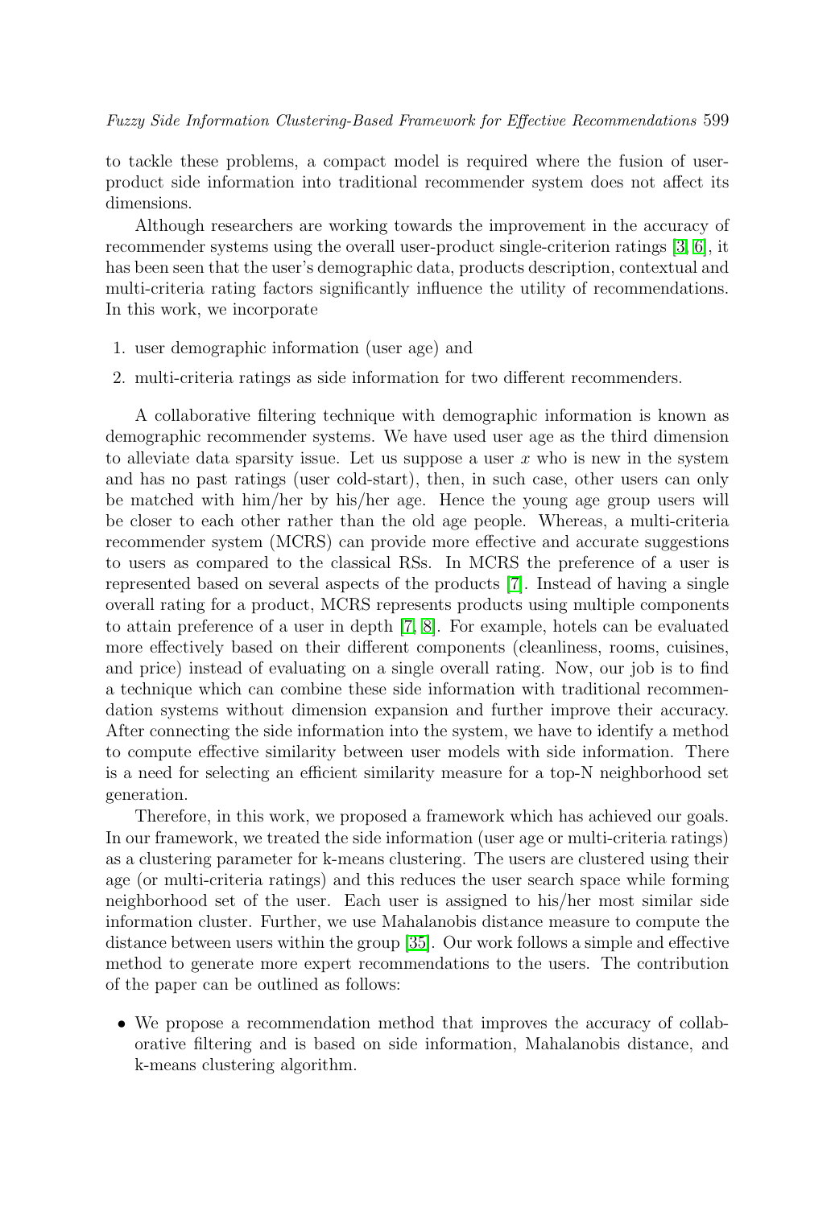to tackle these problems, a compact model is required where the fusion of user-product side information into traditional recommender system does not affect its dimensions.

Although researchers are working towards the improvement in the accuracy of recommender systems using the overall user-product single-criterion ratings [3, 6], it has been seen that the user's demographic data, products description, contextual and multi-criteria rating factors significantly influence the utility of recommendations. In this work, we incorporate

1. user demographic information (user age) and
2. multi-criteria ratings as side information for two different recommenders.

A collaborative filtering technique with demographic information is known as demographic recommender systems. We have used user age as the third dimension to alleviate data sparsity issue. Let us suppose a user $x$ who is new in the system and has no past ratings (user cold-start), then, in such case, other users can only be matched with him/her by his/her age. Hence the young age group users will be closer to each other rather than the old age people. Whereas, a multi-criteria recommender system (MCRS) can provide more effective and accurate suggestions to users as compared to the classical RSs. In MCRS the preference of a user is represented based on several aspects of the products [7]. Instead of having a single overall rating for a product, MCRS represents products using multiple components to attain preference of a user in depth [7, 8]. For example, hotels can be evaluated more effectively based on their different components (cleanliness, rooms, cuisines, and price) instead of evaluating on a single overall rating. Now, our job is to find a technique which can combine these side information with traditional recommendation systems without dimension expansion and further improve their accuracy. After connecting the side information into the system, we have to identify a method to compute effective similarity between user models with side information. There is a need for selecting an efficient similarity measure for a top-N neighborhood set generation.

Therefore, in this work, we proposed a framework which has achieved our goals. In our framework, we treated the side information (user age or multi-criteria ratings) as a clustering parameter for k-means clustering. The users are clustered using their age (or multi-criteria ratings) and this reduces the user search space while forming neighborhood set of the user. Each user is assigned to his/her most similar side information cluster. Further, we use Mahalanobis distance measure to compute the distance between users within the group [35]. Our work follows a simple and effective method to generate more expert recommendations to the users. The contribution of the paper can be outlined as follows:

- We propose a recommendation method that improves the accuracy of collaborative filtering and is based on side information, Mahalanobis distance, and k-means clustering algorithm.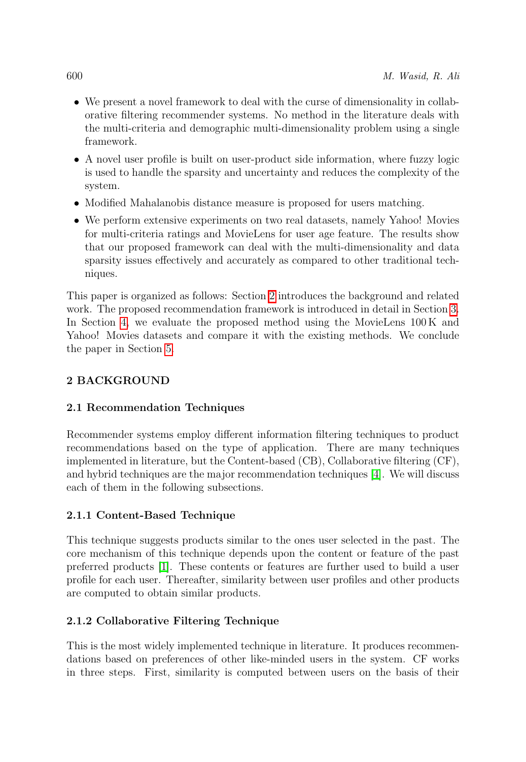- We present a novel framework to deal with the curse of dimensionality in collaborative filtering recommender systems. No method in the literature deals with the multi-criteria and demographic multi-dimensionality problem using a single framework.
- A novel user profile is built on user-product side information, where fuzzy logic is used to handle the sparsity and uncertainty and reduces the complexity of the system.
- Modified Mahalanobis distance measure is proposed for users matching.
- We perform extensive experiments on two real datasets, namely Yahoo! Movies for multi-criteria ratings and MovieLens for user age feature. The results show that our proposed framework can deal with the multi-dimensionality and data sparsity issues effectively and accurately as compared to other traditional techniques.

This paper is organized as follows: Section 2 introduces the background and related work. The proposed recommendation framework is introduced in detail in Section 3. In Section 4, we evaluate the proposed method using the MovieLens 100 K and Yahoo! Movies datasets and compare it with the existing methods. We conclude the paper in Section 5.

## 2 BACKGROUND

### 2.1 Recommendation Techniques

Recommender systems employ different information filtering techniques to product recommendations based on the type of application. There are many techniques implemented in literature, but the Content-based (CB), Collaborative filtering (CF), and hybrid techniques are the major recommendation techniques [4]. We will discuss each of them in the following subsections.

#### 2.1.1 Content-Based Technique

This technique suggests products similar to the ones user selected in the past. The core mechanism of this technique depends upon the content or feature of the past preferred products [1]. These contents or features are further used to build a user profile for each user. Thereafter, similarity between user profiles and other products are computed to obtain similar products.

#### 2.1.2 Collaborative Filtering Technique

This is the most widely implemented technique in literature. It produces recommendations based on preferences of other like-minded users in the system. CF works in three steps. First, similarity is computed between users on the basis of their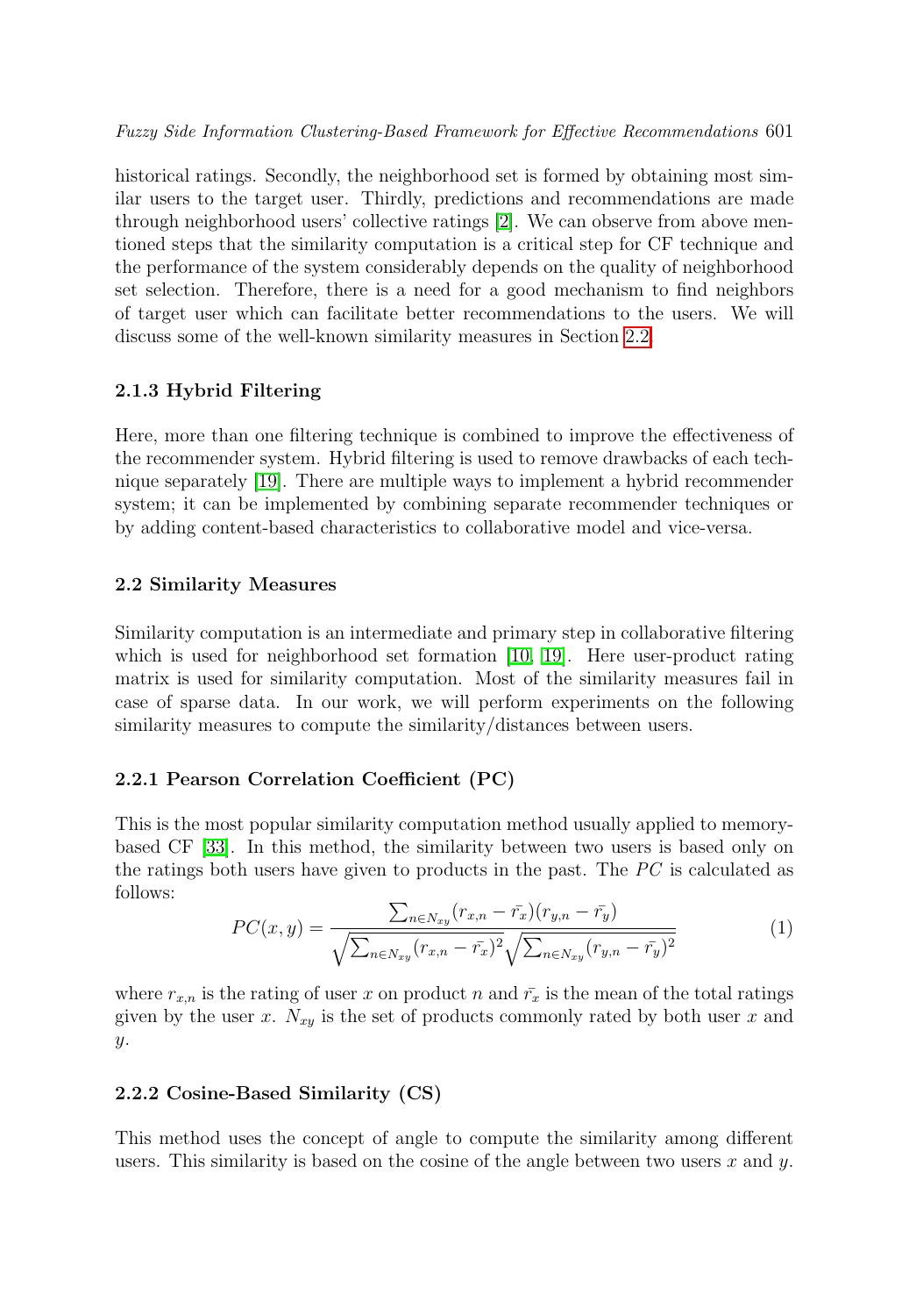historical ratings. Secondly, the neighborhood set is formed by obtaining most similar users to the target user. Thirdly, predictions and recommendations are made through neighborhood users' collective ratings [2]. We can observe from above mentioned steps that the similarity computation is a critical step for CF technique and the performance of the system considerably depends on the quality of neighborhood set selection. Therefore, there is a need for a good mechanism to find neighbors of target user which can facilitate better recommendations to the users. We will discuss some of the well-known similarity measures in Section 2.2.

### 2.1.3 Hybrid Filtering

Here, more than one filtering technique is combined to improve the effectiveness of the recommender system. Hybrid filtering is used to remove drawbacks of each technique separately [19]. There are multiple ways to implement a hybrid recommender system; it can be implemented by combining separate recommender techniques or by adding content-based characteristics to collaborative model and vice-versa.

## 2.2 Similarity Measures

Similarity computation is an intermediate and primary step in collaborative filtering which is used for neighborhood set formation [10, 19]. Here user-product rating matrix is used for similarity computation. Most of the similarity measures fail in case of sparse data. In our work, we will perform experiments on the following similarity measures to compute the similarity/distances between users.

### 2.2.1 Pearson Correlation Coefficient (PC)

This is the most popular similarity computation method usually applied to memory-based CF [33]. In this method, the similarity between two users is based only on the ratings both users have given to products in the past. The $PC$ is calculated as follows:

$$PC(x,y) = \frac{\sum_{n \in N_{xy}} (r_{x,n} - \bar{r_x})(r_{y,n} - \bar{r_y})}{\sqrt{\sum_{n \in N_{xy}} (r_{x,n} - \bar{r_x})^2} \sqrt{\sum_{n \in N_{xy}} (r_{y,n} - \bar{r_y})^2}} \tag{1}$$

where $r_{x,n}$ is the rating of user $x$ on product $n$ and $\bar{r_x}$ is the mean of the total ratings given by the user $x$. $N_{xy}$ is the set of products commonly rated by both user $x$ and $y$.

### 2.2.2 Cosine-Based Similarity (CS)

This method uses the concept of angle to compute the similarity among different users. This similarity is based on the cosine of the angle between two users $x$ and $y$.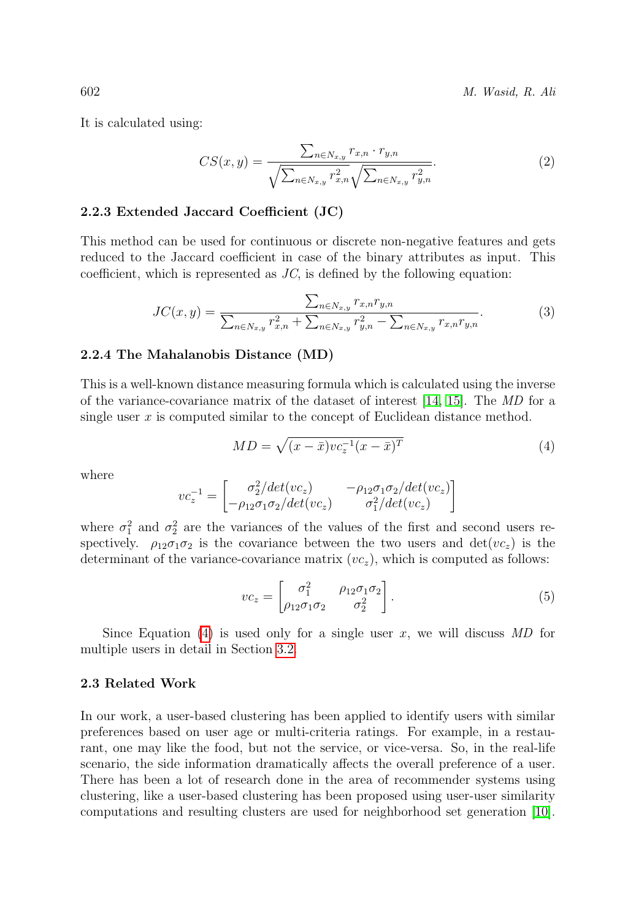It is calculated using:

$$CS(x,y) = \frac{\sum_{n \in N_{x,y}} r_{x,n} \cdot r_{y,n}}{\sqrt{\sum_{n \in N_{x,y}} r_{x,n}^2}\sqrt{\sum_{n \in N_{x,y}} r_{y,n}^2}}. \tag{2}$$

### 2.2.3 Extended Jaccard Coefficient (JC)

This method can be used for continuous or discrete non-negative features and gets reduced to the Jaccard coefficient in case of the binary attributes as input. This coefficient, which is represented as $JC$, is defined by the following equation:

$$JC(x,y) = \frac{\sum_{n \in N_{x,y}} r_{x,n} r_{y,n}}{\sum_{n \in N_{x,y}} r_{x,n}^2 + \sum_{n \in N_{x,y}} r_{y,n}^2 - \sum_{n \in N_{x,y}} r_{x,n} r_{y,n}}. \tag{3}$$

### 2.2.4 The Mahalanobis Distance (MD)

This is a well-known distance measuring formula which is calculated using the inverse of the variance-covariance matrix of the dataset of interest [14, 15]. The *MD* for a single user $x$ is computed similar to the concept of Euclidean distance method.

$$MD = \sqrt{(x - \bar{x}) vc_z^{-1} (x - \bar{x})^T} \tag{4}$$

where

$$vc_z^{-1} = \begin{bmatrix} \sigma_2^2 / det(vc_z) & -\rho_{12}\sigma_1\sigma_2 / det(vc_z) \\ -\rho_{12}\sigma_1\sigma_2 / det(vc_z) & \sigma_1^2 / det(vc_z) \end{bmatrix}$$

where $\sigma_1^2$ and $\sigma_2^2$ are the variances of the values of the first and second users respectively. $\rho_{12}\sigma_1\sigma_2$ is the covariance between the two users and $\det(vc_z)$ is the determinant of the variance-covariance matrix ($vc_z$), which is computed as follows:

$$vc_z = \begin{bmatrix} \sigma_1^2 & \rho_{12}\sigma_1\sigma_2 \\ \rho_{12}\sigma_1\sigma_2 & \sigma_2^2 \end{bmatrix}. \tag{5}$$

Since Equation (4) is used only for a single user $x$, we will discuss *MD* for multiple users in detail in Section 3.2.

## 2.3 Related Work

In our work, a user-based clustering has been applied to identify users with similar preferences based on user age or multi-criteria ratings. For example, in a restaurant, one may like the food, but not the service, or vice-versa. So, in the real-life scenario, the side information dramatically affects the overall preference of a user. There has been a lot of research done in the area of recommender systems using clustering, like a user-based clustering has been proposed using user-user similarity computations and resulting clusters are used for neighborhood set generation [10].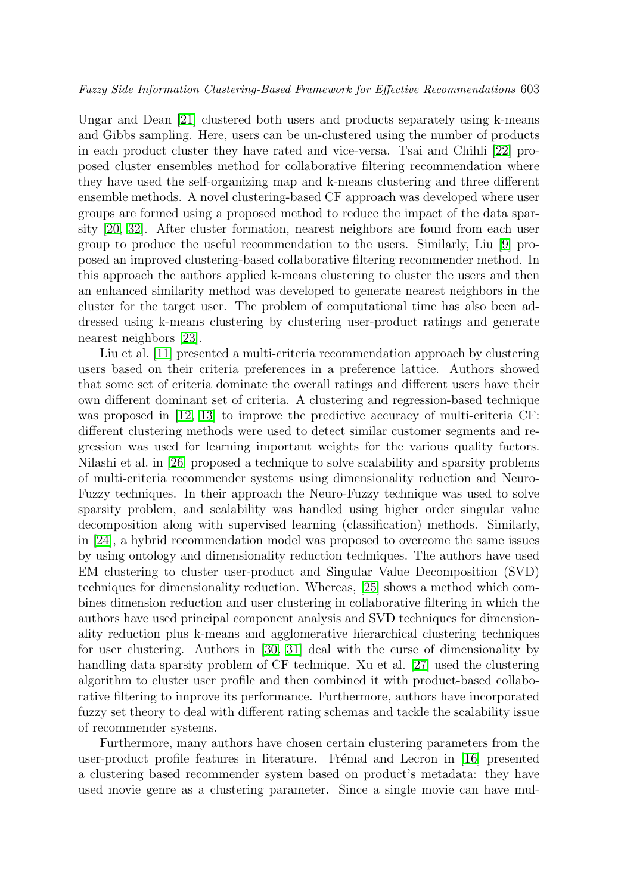Ungar and Dean [21] clustered both users and products separately using k-means and Gibbs sampling. Here, users can be un-clustered using the number of products in each product cluster they have rated and vice-versa. Tsai and Chihli [22] proposed cluster ensembles method for collaborative filtering recommendation where they have used the self-organizing map and k-means clustering and three different ensemble methods. A novel clustering-based CF approach was developed where user groups are formed using a proposed method to reduce the impact of the data sparsity [20, 32]. After cluster formation, nearest neighbors are found from each user group to produce the useful recommendation to the users. Similarly, Liu [9] proposed an improved clustering-based collaborative filtering recommender method. In this approach the authors applied k-means clustering to cluster the users and then an enhanced similarity method was developed to generate nearest neighbors in the cluster for the target user. The problem of computational time has also been addressed using k-means clustering by clustering user-product ratings and generate nearest neighbors [23].

Liu et al. [11] presented a multi-criteria recommendation approach by clustering users based on their criteria preferences in a preference lattice. Authors showed that some set of criteria dominate the overall ratings and different users have their own different dominant set of criteria. A clustering and regression-based technique was proposed in [12, 13] to improve the predictive accuracy of multi-criteria CF: different clustering methods were used to detect similar customer segments and regression was used for learning important weights for the various quality factors. Nilashi et al. in [26] proposed a technique to solve scalability and sparsity problems of multi-criteria recommender systems using dimensionality reduction and Neuro-Fuzzy techniques. In their approach the Neuro-Fuzzy technique was used to solve sparsity problem, and scalability was handled using higher order singular value decomposition along with supervised learning (classification) methods. Similarly, in [24], a hybrid recommendation model was proposed to overcome the same issues by using ontology and dimensionality reduction techniques. The authors have used EM clustering to cluster user-product and Singular Value Decomposition (SVD) techniques for dimensionality reduction. Whereas, [25] shows a method which combines dimension reduction and user clustering in collaborative filtering in which the authors have used principal component analysis and SVD techniques for dimensionality reduction plus k-means and agglomerative hierarchical clustering techniques for user clustering. Authors in [30, 31] deal with the curse of dimensionality by handling data sparsity problem of CF technique. Xu et al. [27] used the clustering algorithm to cluster user profile and then combined it with product-based collaborative filtering to improve its performance. Furthermore, authors have incorporated fuzzy set theory to deal with different rating schemas and tackle the scalability issue of recommender systems.

Furthermore, many authors have chosen certain clustering parameters from the user-product profile features in literature. Frémal and Lecron in [16] presented a clustering based recommender system based on product's metadata: they have used movie genre as a clustering parameter. Since a single movie can have mul-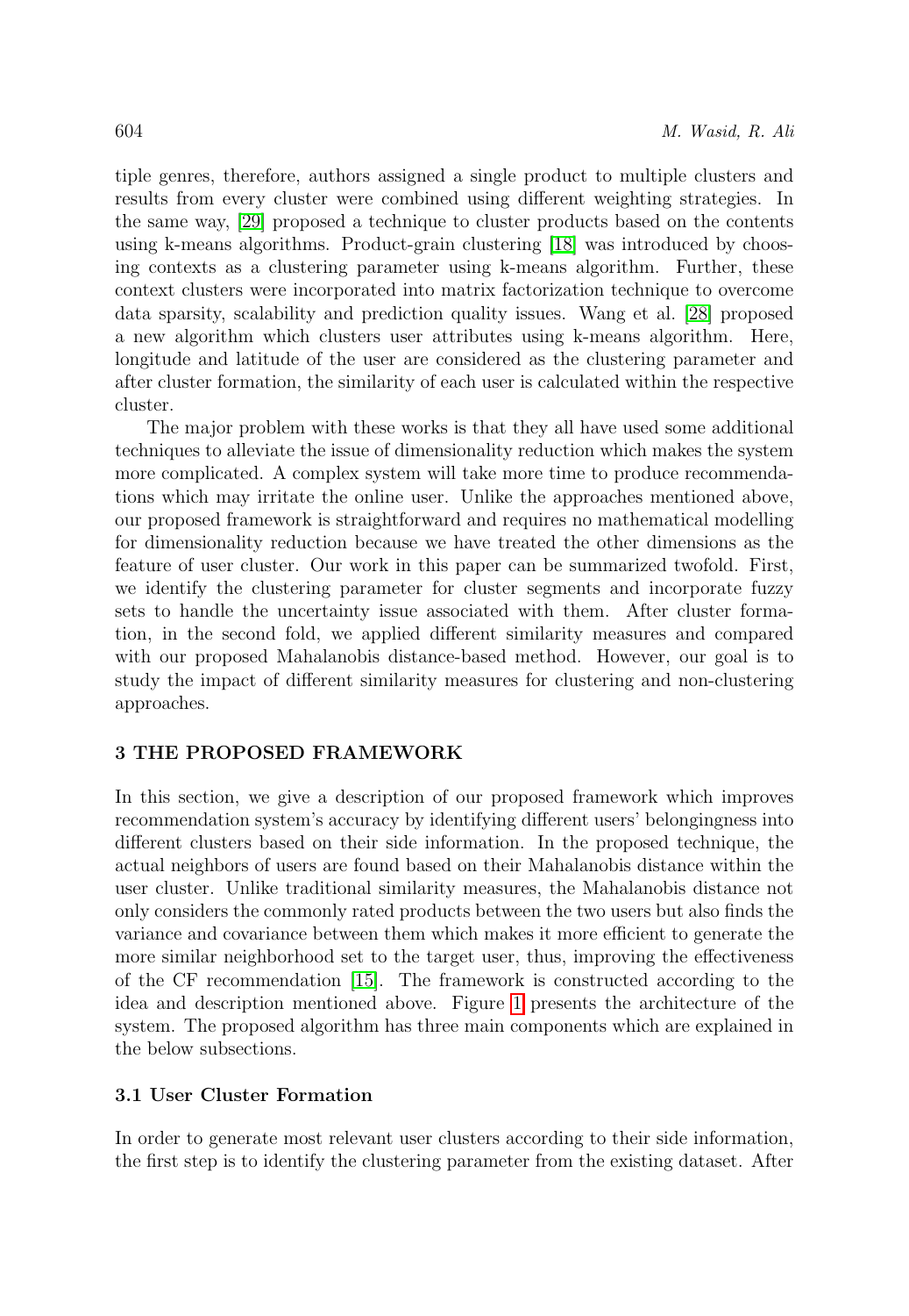tiple genres, therefore, authors assigned a single product to multiple clusters and results from every cluster were combined using different weighting strategies. In the same way, [29] proposed a technique to cluster products based on the contents using k-means algorithms. Product-grain clustering [18] was introduced by choosing contexts as a clustering parameter using k-means algorithm. Further, these context clusters were incorporated into matrix factorization technique to overcome data sparsity, scalability and prediction quality issues. Wang et al. [28] proposed a new algorithm which clusters user attributes using k-means algorithm. Here, longitude and latitude of the user are considered as the clustering parameter and after cluster formation, the similarity of each user is calculated within the respective cluster.

The major problem with these works is that they all have used some additional techniques to alleviate the issue of dimensionality reduction which makes the system more complicated. A complex system will take more time to produce recommendations which may irritate the online user. Unlike the approaches mentioned above, our proposed framework is straightforward and requires no mathematical modelling for dimensionality reduction because we have treated the other dimensions as the feature of user cluster. Our work in this paper can be summarized twofold. First, we identify the clustering parameter for cluster segments and incorporate fuzzy sets to handle the uncertainty issue associated with them. After cluster formation, in the second fold, we applied different similarity measures and compared with our proposed Mahalanobis distance-based method. However, our goal is to study the impact of different similarity measures for clustering and non-clustering approaches.

## 3 THE PROPOSED FRAMEWORK

In this section, we give a description of our proposed framework which improves recommendation system's accuracy by identifying different users' belongingness into different clusters based on their side information. In the proposed technique, the actual neighbors of users are found based on their Mahalanobis distance within the user cluster. Unlike traditional similarity measures, the Mahalanobis distance not only considers the commonly rated products between the two users but also finds the variance and covariance between them which makes it more efficient to generate the more similar neighborhood set to the target user, thus, improving the effectiveness of the CF recommendation [15]. The framework is constructed according to the idea and description mentioned above. Figure 1 presents the architecture of the system. The proposed algorithm has three main components which are explained in the below subsections.

### 3.1 User Cluster Formation

In order to generate most relevant user clusters according to their side information, the first step is to identify the clustering parameter from the existing dataset. After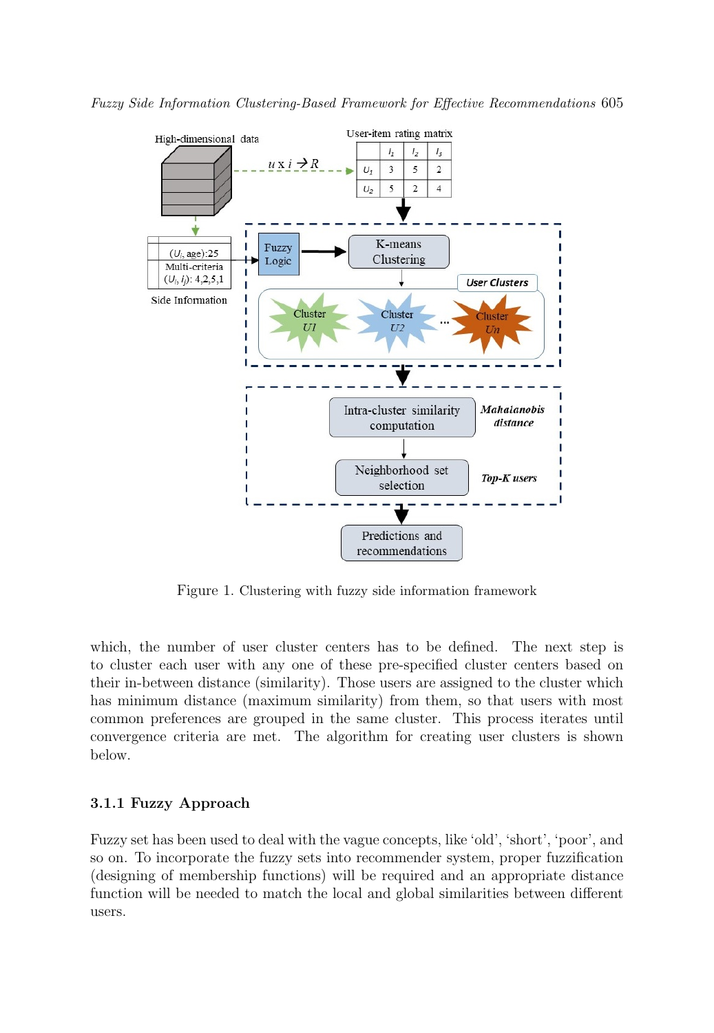Figure 1. Clustering with fuzzy side information framework

which, the number of user cluster centers has to be defined. The next step is to cluster each user with any one of these pre-specified cluster centers based on their in-between distance (similarity). Those users are assigned to the cluster which has minimum distance (maximum similarity) from them, so that users with most common preferences are grouped in the same cluster. This process iterates until convergence criteria are met. The algorithm for creating user clusters is shown below.

### 3.1.1 Fuzzy Approach

Fuzzy set has been used to deal with the vague concepts, like 'old', 'short', 'poor', and so on. To incorporate the fuzzy sets into recommender system, proper fuzzification (designing of membership functions) will be required and an appropriate distance function will be needed to match the local and global similarities between different users.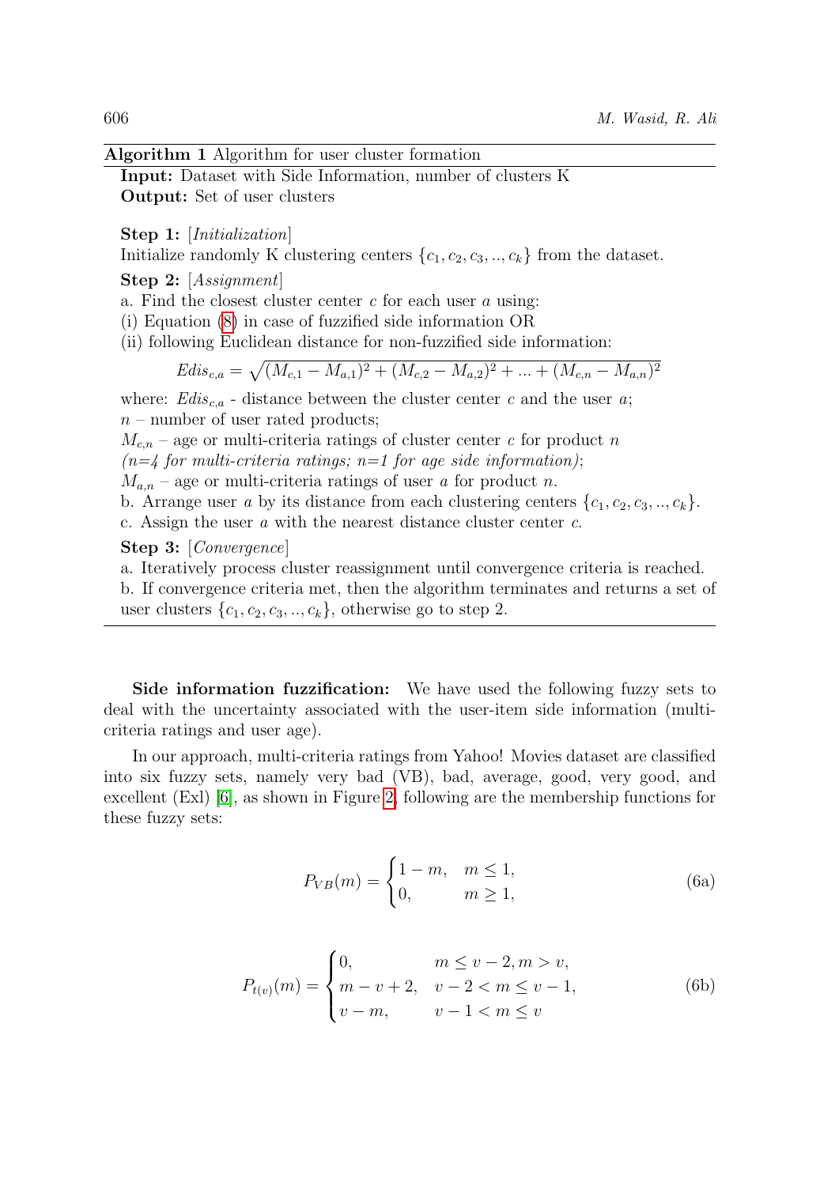**Algorithm 1** Algorithm for user cluster formation

**Input:** Dataset with Side Information, number of clusters K
**Output:** Set of user clusters

**Step 1:** [*Initialization*]
Initialize randomly K clustering centers $\{c_1, c_2, c_3, .., c_k\}$ from the dataset.

**Step 2:** [*Assignment*]
a. Find the closest cluster center $c$ for each user $a$ using:
(i) Equation (8) in case of fuzzified side information OR
(ii) following Euclidean distance for non-fuzzified side information:

$$Edis_{c,a} = \sqrt{(M_{c,1} - M_{a,1})^2 + (M_{c,2} - M_{a,2})^2 + ... + (M_{c,n} - M_{a,n})^2}$$

where: $Edis_{c,a}$ - distance between the cluster center $c$ and the user $a$;
$n$ – number of user rated products;
$M_{c,n}$ – age or multi-criteria ratings of cluster center $c$ for product $n$ *(n=4 for multi-criteria ratings; n=1 for age side information)*;
$M_{a,n}$ – age or multi-criteria ratings of user $a$ for product $n$.
b. Arrange user $a$ by its distance from each clustering centers $\{c_1, c_2, c_3, .., c_k\}$.
c. Assign the user $a$ with the nearest distance cluster center $c$.

**Step 3:** [*Convergence*]
a. Iteratively process cluster reassignment until convergence criteria is reached.
b. If convergence criteria met, then the algorithm terminates and returns a set of user clusters $\{c_1, c_2, c_3, .., c_k\}$, otherwise go to step 2.

**Side information fuzzification:** We have used the following fuzzy sets to deal with the uncertainty associated with the user-item side information (multi-criteria ratings and user age).

In our approach, multi-criteria ratings from Yahoo! Movies dataset are classified into six fuzzy sets, namely very bad (VB), bad, average, good, very good, and excellent (Exl) [6], as shown in Figure 2, following are the membership functions for these fuzzy sets:

$$P_{VB}(m) = \begin{cases} 1 - m, & m \leq 1, \\ 0, & m \geq 1, \end{cases} \tag{6a}$$

$$P_{t(v)}(m) = \begin{cases} 0, & m \leq v - 2, m > v, \\ m - v + 2, & v - 2 < m \leq v - 1, \\ v - m, & v - 1 < m \leq v \end{cases} \tag{6b}$$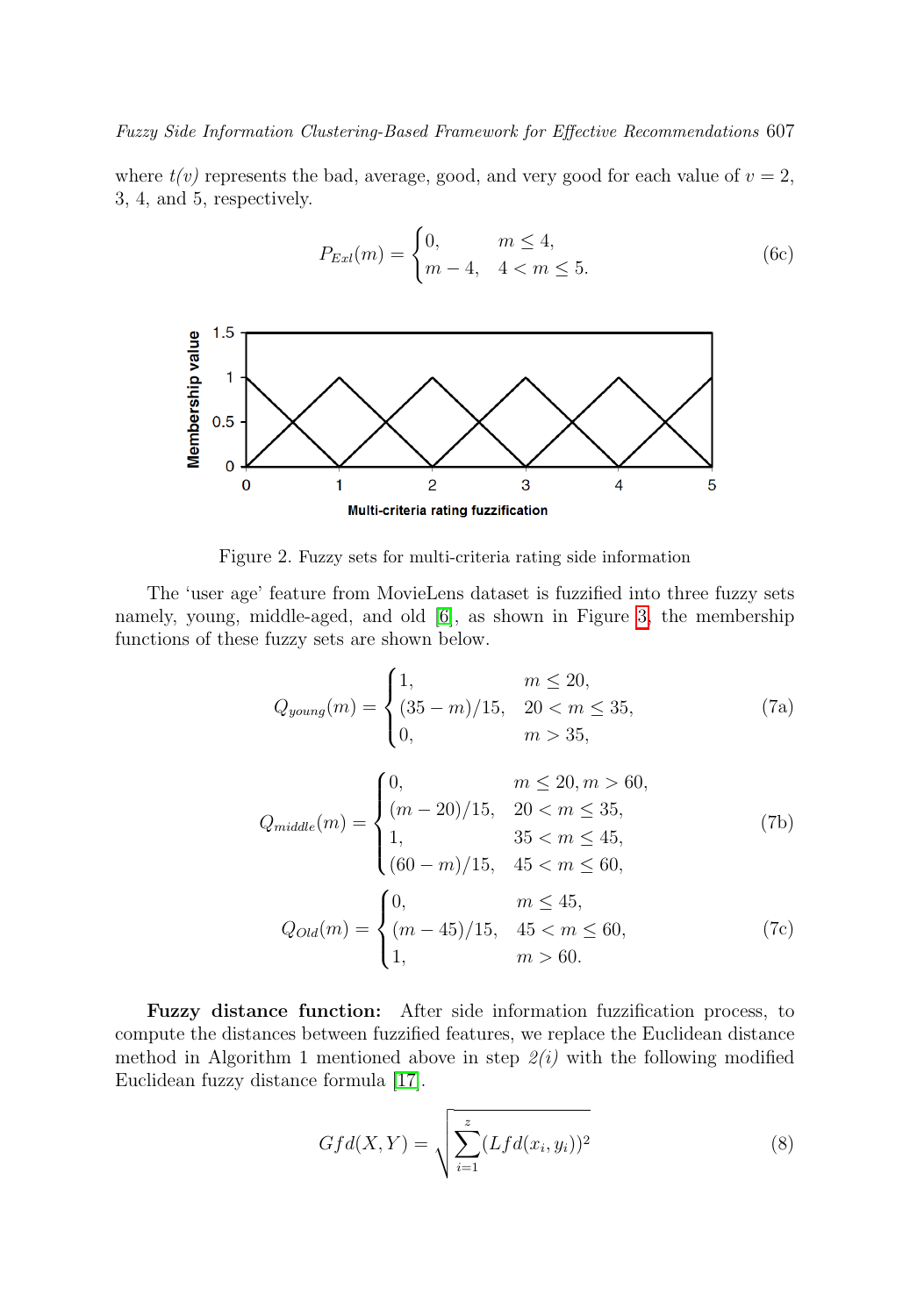where *t(v)* represents the bad, average, good, and very good for each value of $v = 2$, 3, 4, and 5, respectively.

$$P_{Exl}(m) = \begin{cases} 0, & m \leq 4, \\ m - 4, & 4 < m \leq 5. \end{cases} \tag{6c}$$

Figure 2. Fuzzy sets for multi-criteria rating side information

The 'user age' feature from MovieLens dataset is fuzzified into three fuzzy sets namely, young, middle-aged, and old [6], as shown in Figure 3, the membership functions of these fuzzy sets are shown below.

$$Q_{young}(m) = \begin{cases} 1, & m \leq 20, \\ (35 - m)/15, & 20 < m \leq 35, \\ 0, & m > 35, \end{cases} \tag{7a}$$

$$Q_{middle}(m) = \begin{cases} 0, & m \leq 20, m > 60, \\ (m - 20)/15, & 20 < m \leq 35, \\ 1, & 35 < m \leq 45, \\ (60 - m)/15, & 45 < m \leq 60, \end{cases} \tag{7b}$$

$$Q_{Old}(m) = \begin{cases} 0, & m \leq 45, \\ (m - 45)/15, & 45 < m \leq 60, \\ 1, & m > 60. \end{cases} \tag{7c}$$

**Fuzzy distance function:** After side information fuzzification process, to compute the distances between fuzzified features, we replace the Euclidean distance method in Algorithm 1 mentioned above in step *2(i)* with the following modified Euclidean fuzzy distance formula [17].

$$Gfd(X, Y) = \sqrt{\sum_{i=1}^{z} (Lfd(x_i, y_i))^2} \tag{8}$$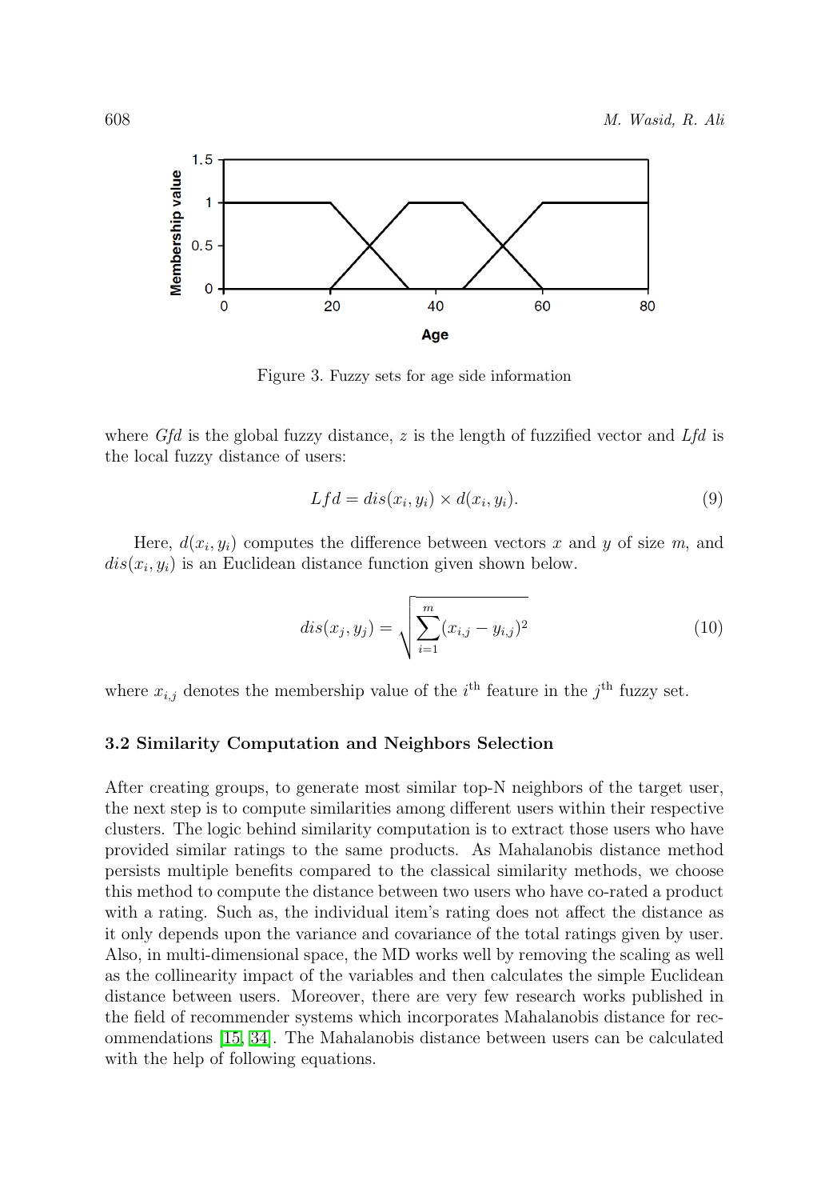Figure 3. Fuzzy sets for age side information

where *Gfd* is the global fuzzy distance, $z$ is the length of fuzzified vector and *Lfd* is the local fuzzy distance of users:

$$Lfd = dis(x_i, y_i) \times d(x_i, y_i). \tag{9}$$

Here, $d(x_i, y_i)$ computes the difference between vectors $x$ and $y$ of size $m$, and $dis(x_i, y_i)$ is an Euclidean distance function given shown below.

$$dis(x_j, y_j) = \sqrt{\sum_{i=1}^{m} (x_{i,j} - y_{i,j})^2} \tag{10}$$

where $x_{i,j}$ denotes the membership value of the $i^{\text{th}}$ feature in the $j^{\text{th}}$ fuzzy set.

### 3.2 Similarity Computation and Neighbors Selection

After creating groups, to generate most similar top-N neighbors of the target user, the next step is to compute similarities among different users within their respective clusters. The logic behind similarity computation is to extract those users who have provided similar ratings to the same products. As Mahalanobis distance method persists multiple benefits compared to the classical similarity methods, we choose this method to compute the distance between two users who have co-rated a product with a rating. Such as, the individual item's rating does not affect the distance as it only depends upon the variance and covariance of the total ratings given by user. Also, in multi-dimensional space, the MD works well by removing the scaling as well as the collinearity impact of the variables and then calculates the simple Euclidean distance between users. Moreover, there are very few research works published in the field of recommender systems which incorporates Mahalanobis distance for recommendations [15, 34]. The Mahalanobis distance between users can be calculated with the help of following equations.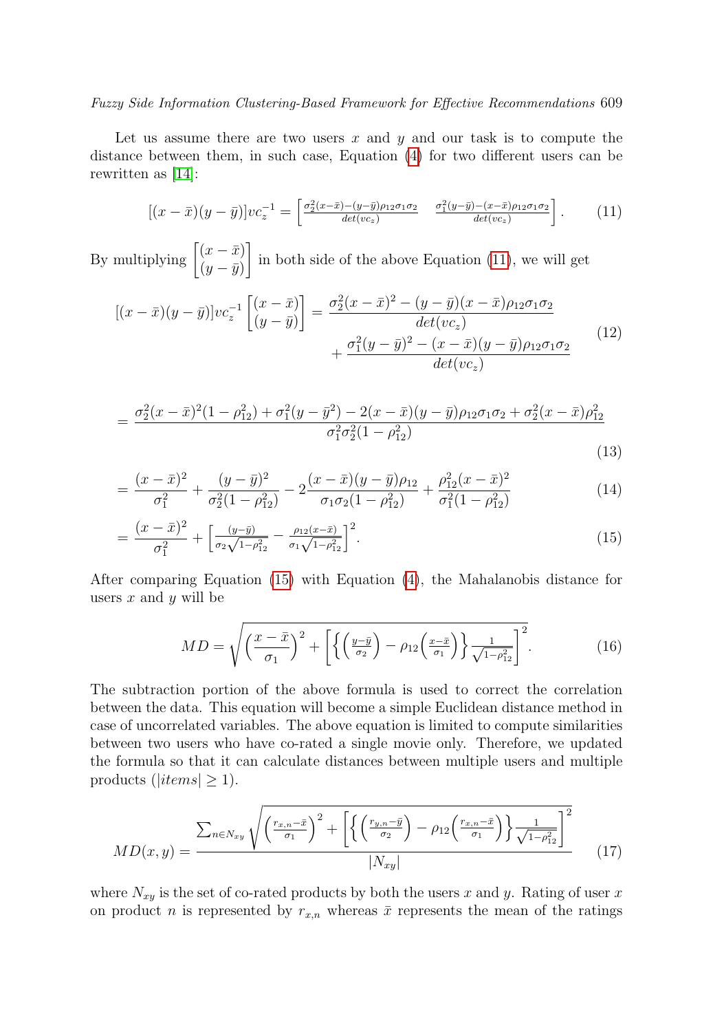Let us assume there are two users $x$ and $y$ and our task is to compute the distance between them, in such case, Equation (4) for two different users can be rewritten as [14]:

$$[(x-\bar{x})(y-\bar{y})]vc_z^{-1} = \begin{bmatrix} \frac{\sigma_2^2(x-\bar{x})-(y-\bar{y})\rho_{12}\sigma_1\sigma_2}{det(vc_z)} & \frac{\sigma_1^2(y-\bar{y})-(x-\bar{x})\rho_{12}\sigma_1\sigma_2}{det(vc_z)} \end{bmatrix}. \tag{11}$$

By multiplying $\begin{bmatrix}(x-\bar{x}) \\ (y-\bar{y})\end{bmatrix}$ in both side of the above Equation (11), we will get

$$[(x-\bar{x})(y-\bar{y})]vc_z^{-1}\begin{bmatrix}(x-\bar{x}) \\ (y-\bar{y})\end{bmatrix} = \frac{\sigma_2^2(x-\bar{x})^2-(y-\bar{y})(x-\bar{x})\rho_{12}\sigma_1\sigma_2}{det(vc_z)} + \frac{\sigma_1^2(y-\bar{y})^2-(x-\bar{x})(y-\bar{y})\rho_{12}\sigma_1\sigma_2}{det(vc_z)} \tag{12}$$

$$= \frac{\sigma_2^2(x-\bar{x})^2(1-\rho_{12}^2)+\sigma_1^2(y-\bar{y}^2)-2(x-\bar{x})(y-\bar{y})\rho_{12}\sigma_1\sigma_2+\sigma_2^2(x-\bar{x})\rho_{12}^2}{\sigma_1^2\sigma_2^2(1-\rho_{12}^2)} \tag{13}$$

$$= \frac{(x-\bar{x})^2}{\sigma_1^2} + \frac{(y-\bar{y})^2}{\sigma_2^2(1-\rho_{12}^2)} - 2\frac{(x-\bar{x})(y-\bar{y})\rho_{12}}{\sigma_1\sigma_2(1-\rho_{12}^2)} + \frac{\rho_{12}^2(x-\bar{x})^2}{\sigma_1^2(1-\rho_{12}^2)} \tag{14}$$

$$= \frac{(x-\bar{x})^2}{\sigma_1^2} + \left[\frac{(y-\bar{y})}{\sigma_2\sqrt{1-\rho_{12}^2}} - \frac{\rho_{12}(x-\bar{x})}{\sigma_1\sqrt{1-\rho_{12}^2}}\right]^2. \tag{15}$$

After comparing Equation (15) with Equation (4), the Mahalanobis distance for users $x$ and $y$ will be

$$MD = \sqrt{\left(\frac{x-\bar{x}}{\sigma_1}\right)^2 + \left[\left\{\left(\frac{y-\bar{y}}{\sigma_2}\right) - \rho_{12}\left(\frac{x-\bar{x}}{\sigma_1}\right)\right\}\frac{1}{\sqrt{1-\rho_{12}^2}}\right]^2}. \tag{16}$$

The subtraction portion of the above formula is used to correct the correlation between the data. This equation will become a simple Euclidean distance method in case of uncorrelated variables. The above equation is limited to compute similarities between two users who have co-rated a single movie only. Therefore, we updated the formula so that it can calculate distances between multiple users and multiple products ($|items| \geq 1$).

$$MD(x,y) = \frac{\sum_{n \in N_{xy}} \sqrt{\left(\frac{r_{x,n}-\bar{x}}{\sigma_1}\right)^2 + \left[\left\{\left(\frac{r_{y,n}-\bar{y}}{\sigma_2}\right) - \rho_{12}\left(\frac{r_{x,n}-\bar{x}}{\sigma_1}\right)\right\}\frac{1}{\sqrt{1-\rho_{12}^2}}\right]^2}}{|N_{xy}|} \tag{17}$$

where $N_{xy}$ is the set of co-rated products by both the users $x$ and $y$. Rating of user $x$ on product $n$ is represented by $r_{x,n}$ whereas $\bar{x}$ represents the mean of the ratings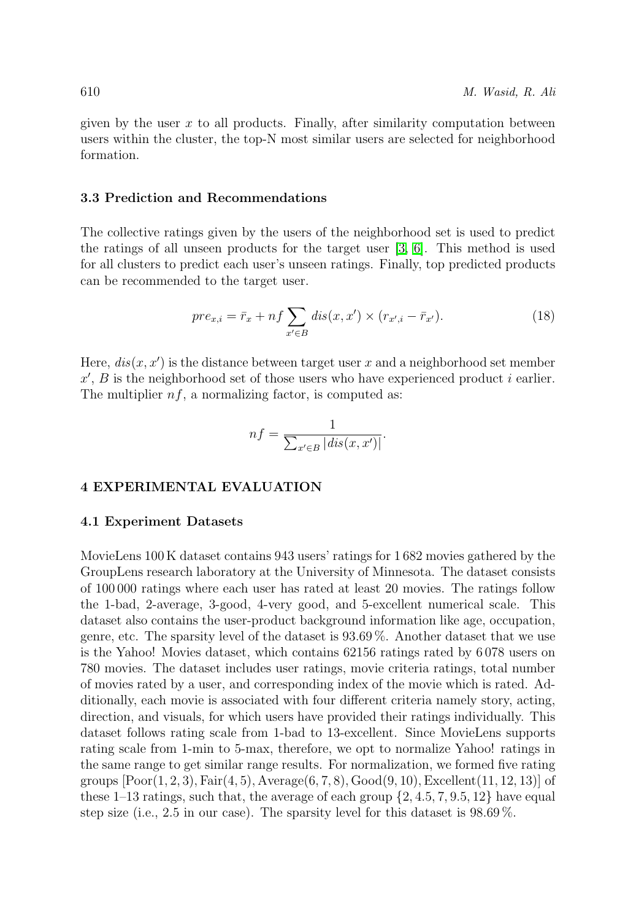given by the user $x$ to all products. Finally, after similarity computation between users within the cluster, the top-N most similar users are selected for neighborhood formation.

### 3.3 Prediction and Recommendations

The collective ratings given by the users of the neighborhood set is used to predict the ratings of all unseen products for the target user [3, 6]. This method is used for all clusters to predict each user's unseen ratings. Finally, top predicted products can be recommended to the target user.

$$pre_{x,i} = \bar{r}_x + nf \sum_{x' \in B} dis(x, x') \times (r_{x',i} - \bar{r}_{x'}). \tag{18}$$

Here, $dis(x, x')$ is the distance between target user $x$ and a neighborhood set member $x'$, $B$ is the neighborhood set of those users who have experienced product $i$ earlier. The multiplier $nf$, a normalizing factor, is computed as:

$$nf = \frac{1}{\sum_{x' \in B} |dis(x, x')|}.$$

## 4 EXPERIMENTAL EVALUATION

### 4.1 Experiment Datasets

MovieLens 100 K dataset contains 943 users' ratings for 1 682 movies gathered by the GroupLens research laboratory at the University of Minnesota. The dataset consists of 100 000 ratings where each user has rated at least 20 movies. The ratings follow the 1-bad, 2-average, 3-good, 4-very good, and 5-excellent numerical scale. This dataset also contains the user-product background information like age, occupation, genre, etc. The sparsity level of the dataset is 93.69 %. Another dataset that we use is the Yahoo! Movies dataset, which contains 62156 ratings rated by 6 078 users on 780 movies. The dataset includes user ratings, movie criteria ratings, total number of movies rated by a user, and corresponding index of the movie which is rated. Additionally, each movie is associated with four different criteria namely story, acting, direction, and visuals, for which users have provided their ratings individually. This dataset follows rating scale from 1-bad to 13-excellent. Since MovieLens supports rating scale from 1-min to 5-max, therefore, we opt to normalize Yahoo! ratings in the same range to get similar range results. For normalization, we formed five rating groups [Poor(1, 2, 3), Fair(4, 5), Average(6, 7, 8), Good(9, 10), Excellent(11, 12, 13)] of these 1–13 ratings, such that, the average of each group $\{2, 4.5, 7, 9.5, 12\}$ have equal step size (i.e., 2.5 in our case). The sparsity level for this dataset is 98.69 %.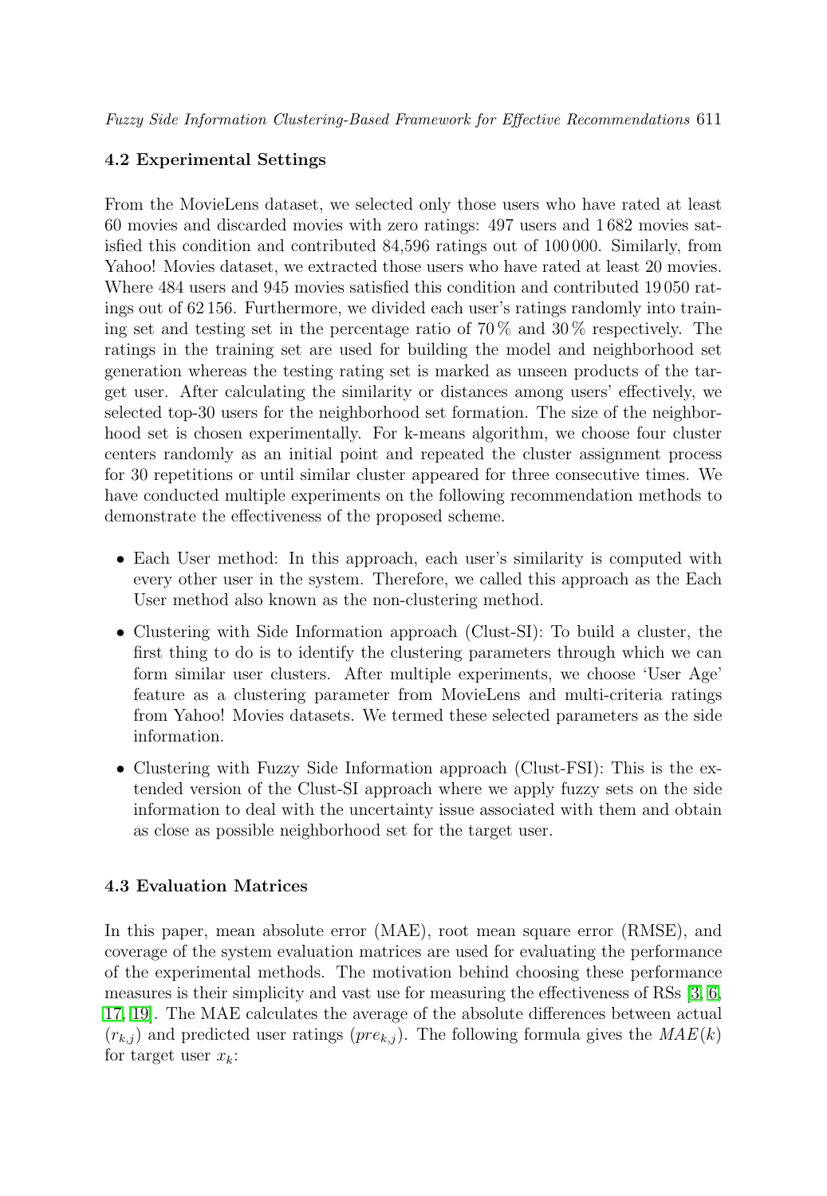### 4.2 Experimental Settings

From the MovieLens dataset, we selected only those users who have rated at least 60 movies and discarded movies with zero ratings: 497 users and 1 682 movies satisfied this condition and contributed 84,596 ratings out of 100 000. Similarly, from Yahoo! Movies dataset, we extracted those users who have rated at least 20 movies. Where 484 users and 945 movies satisfied this condition and contributed 19 050 ratings out of 62 156. Furthermore, we divided each user's ratings randomly into training set and testing set in the percentage ratio of 70 % and 30 % respectively. The ratings in the training set are used for building the model and neighborhood set generation whereas the testing rating set is marked as unseen products of the target user. After calculating the similarity or distances among users' effectively, we selected top-30 users for the neighborhood set formation. The size of the neighborhood set is chosen experimentally. For k-means algorithm, we choose four cluster centers randomly as an initial point and repeated the cluster assignment process for 30 repetitions or until similar cluster appeared for three consecutive times. We have conducted multiple experiments on the following recommendation methods to demonstrate the effectiveness of the proposed scheme.

- Each User method: In this approach, each user's similarity is computed with every other user in the system. Therefore, we called this approach as the Each User method also known as the non-clustering method.
- Clustering with Side Information approach (Clust-SI): To build a cluster, the first thing to do is to identify the clustering parameters through which we can form similar user clusters. After multiple experiments, we choose 'User Age' feature as a clustering parameter from MovieLens and multi-criteria ratings from Yahoo! Movies datasets. We termed these selected parameters as the side information.
- Clustering with Fuzzy Side Information approach (Clust-FSI): This is the extended version of the Clust-SI approach where we apply fuzzy sets on the side information to deal with the uncertainty issue associated with them and obtain as close as possible neighborhood set for the target user.

### 4.3 Evaluation Matrices

In this paper, mean absolute error (MAE), root mean square error (RMSE), and coverage of the system evaluation matrices are used for evaluating the performance of the experimental methods. The motivation behind choosing these performance measures is their simplicity and vast use for measuring the effectiveness of RSs [3, 6, 17, 19]. The MAE calculates the average of the absolute differences between actual ($r_{k,j}$) and predicted user ratings ($pre_{k,j}$). The following formula gives the $MAE(k)$ for target user $x_k$: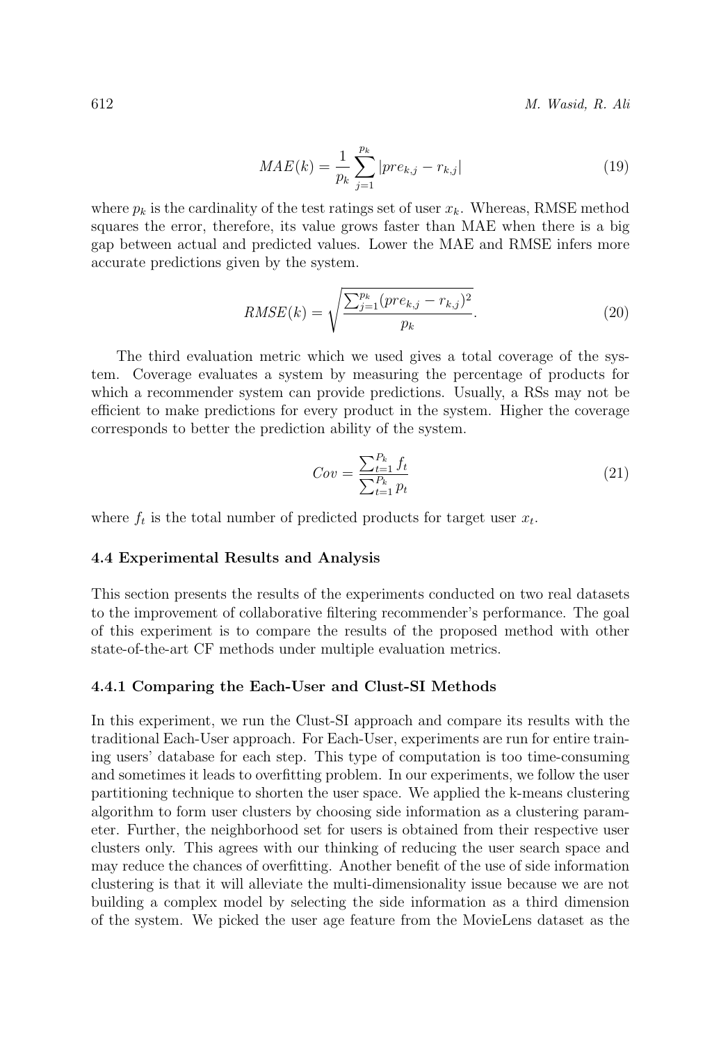$$MAE(k) = \frac{1}{p_k} \sum_{j=1}^{p_k} |pre_{k,j} - r_{k,j}| \tag{19}$$

where $p_k$ is the cardinality of the test ratings set of user $x_k$. Whereas, RMSE method squares the error, therefore, its value grows faster than MAE when there is a big gap between actual and predicted values. Lower the MAE and RMSE infers more accurate predictions given by the system.

$$RMSE(k) = \sqrt{\frac{\sum_{j=1}^{p_k} (pre_{k,j} - r_{k,j})^2}{p_k}}. \tag{20}$$

The third evaluation metric which we used gives a total coverage of the system. Coverage evaluates a system by measuring the percentage of products for which a recommender system can provide predictions. Usually, a RSs may not be efficient to make predictions for every product in the system. Higher the coverage corresponds to better the prediction ability of the system.

$$Cov = \frac{\sum_{t=1}^{P_k} f_t}{\sum_{t=1}^{P_k} p_t} \tag{21}$$

where $f_t$ is the total number of predicted products for target user $x_t$.

### 4.4 Experimental Results and Analysis

This section presents the results of the experiments conducted on two real datasets to the improvement of collaborative filtering recommender's performance. The goal of this experiment is to compare the results of the proposed method with other state-of-the-art CF methods under multiple evaluation metrics.

#### 4.4.1 Comparing the Each-User and Clust-SI Methods

In this experiment, we run the Clust-SI approach and compare its results with the traditional Each-User approach. For Each-User, experiments are run for entire training users' database for each step. This type of computation is too time-consuming and sometimes it leads to overfitting problem. In our experiments, we follow the user partitioning technique to shorten the user space. We applied the k-means clustering algorithm to form user clusters by choosing side information as a clustering parameter. Further, the neighborhood set for users is obtained from their respective user clusters only. This agrees with our thinking of reducing the user search space and may reduce the chances of overfitting. Another benefit of the use of side information clustering is that it will alleviate the multi-dimensionality issue because we are not building a complex model by selecting the side information as a third dimension of the system. We picked the user age feature from the MovieLens dataset as the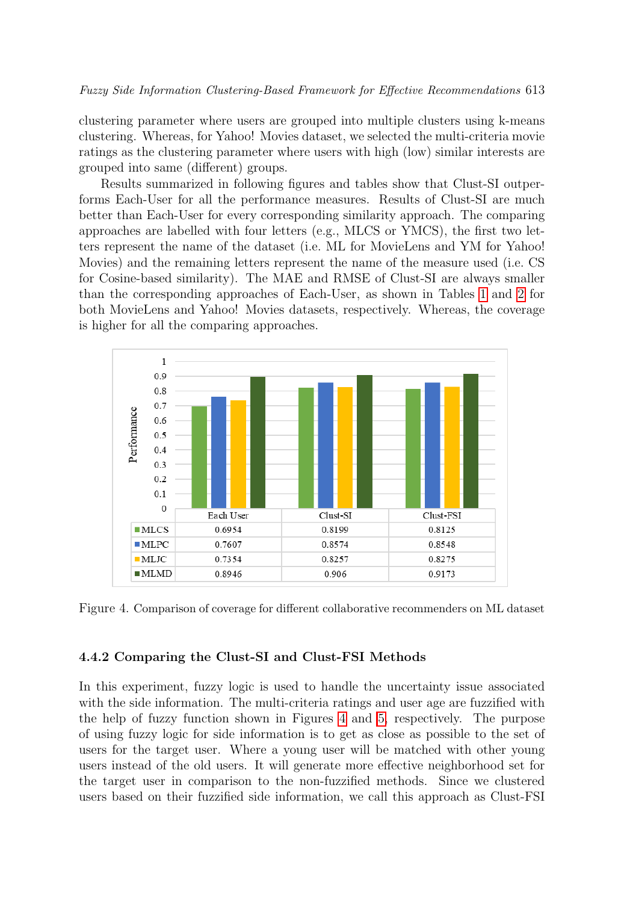clustering parameter where users are grouped into multiple clusters using k-means clustering. Whereas, for Yahoo! Movies dataset, we selected the multi-criteria movie ratings as the clustering parameter where users with high (low) similar interests are grouped into same (different) groups.

Results summarized in following figures and tables show that Clust-SI outperforms Each-User for all the performance measures. Results of Clust-SI are much better than Each-User for every corresponding similarity approach. The comparing approaches are labelled with four letters (e.g., MLCS or YMCS), the first two letters represent the name of the dataset (i.e. ML for MovieLens and YM for Yahoo! Movies) and the remaining letters represent the name of the measure used (i.e. CS for Cosine-based similarity). The MAE and RMSE of Clust-SI are always smaller than the corresponding approaches of Each-User, as shown in Tables 1 and 2 for both MovieLens and Yahoo! Movies datasets, respectively. Whereas, the coverage is higher for all the comparing approaches.

| | Each User | Clust-SI | Clust-FSI |
|---|---|---|---|
| MLCS | 0.6954 | 0.8199 | 0.8125 |
| MLPC | 0.7607 | 0.8574 | 0.8548 |
| MLJC | 0.7354 | 0.8257 | 0.8275 |
| MLMD | 0.8946 | 0.906 | 0.9173 |

Figure 4. Comparison of coverage for different collaborative recommenders on ML dataset

### 4.4.2 Comparing the Clust-SI and Clust-FSI Methods

In this experiment, fuzzy logic is used to handle the uncertainty issue associated with the side information. The multi-criteria ratings and user age are fuzzified with the help of fuzzy function shown in Figures 4 and 5, respectively. The purpose of using fuzzy logic for side information is to get as close as possible to the set of users for the target user. Where a young user will be matched with other young users instead of the old users. It will generate more effective neighborhood set for the target user in comparison to the non-fuzzified methods. Since we clustered users based on their fuzzified side information, we call this approach as Clust-FSI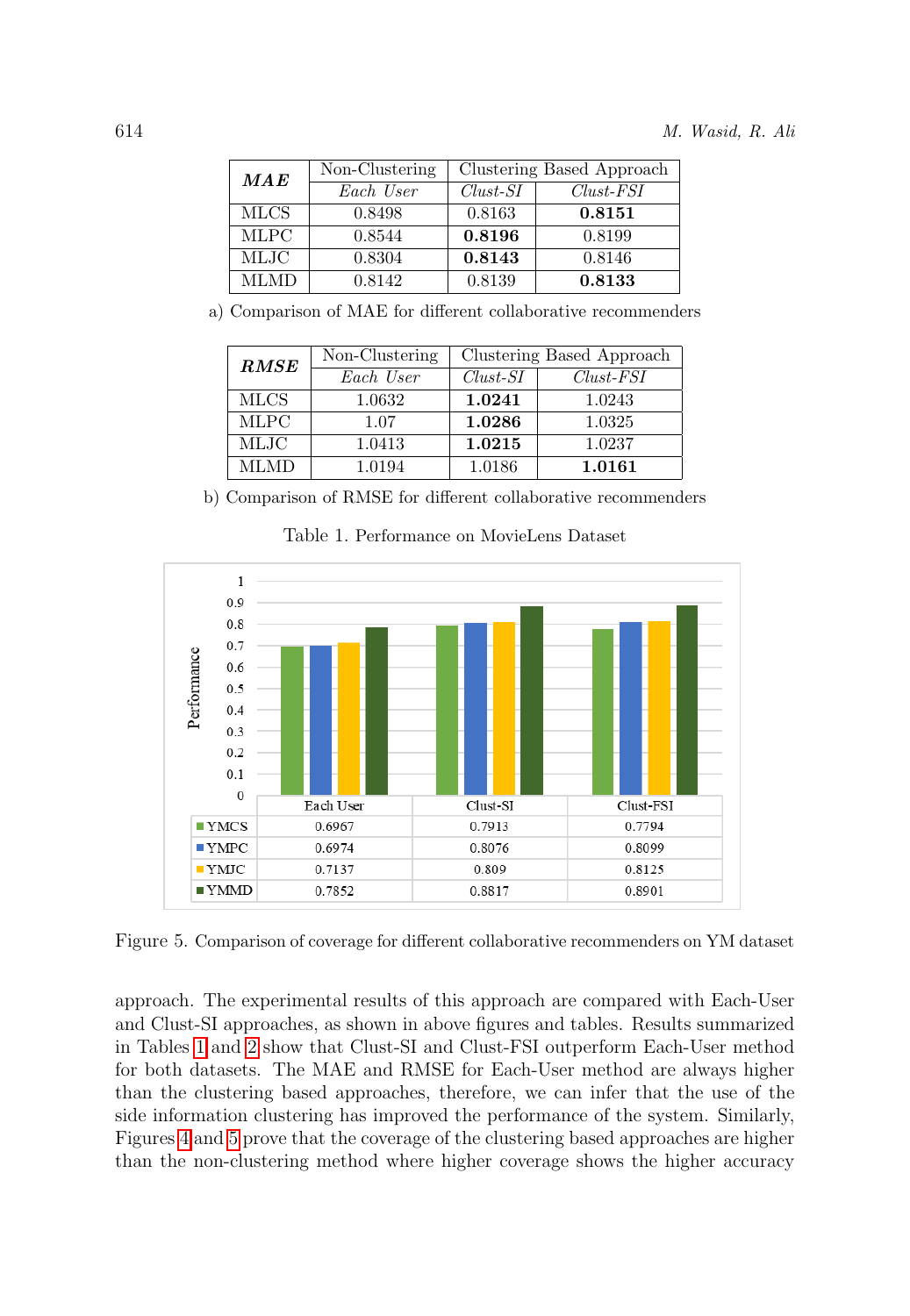| ***MAE*** | Non-Clustering | Clustering Based Approach | |
|---|---|---|---|
| | *Each User* | *Clust-SI* | *Clust-FSI* |
| MLCS | 0.8498 | 0.8163 | **0.8151** |
| MLPC | 0.8544 | **0.8196** | 0.8199 |
| MLJC | 0.8304 | **0.8143** | 0.8146 |
| MLMD | 0.8142 | 0.8139 | **0.8133** |

a) Comparison of MAE for different collaborative recommenders

| ***RMSE*** | Non-Clustering | Clustering Based Approach | |
|---|---|---|---|
| | *Each User* | *Clust-SI* | *Clust-FSI* |
| MLCS | 1.0632 | **1.0241** | 1.0243 |
| MLPC | 1.07 | **1.0286** | 1.0325 |
| MLJC | 1.0413 | **1.0215** | 1.0237 |
| MLMD | 1.0194 | 1.0186 | **1.0161** |

b) Comparison of RMSE for different collaborative recommenders

Table 1. Performance on MovieLens Dataset

| | Each User | Clust-SI | Clust-FSI |
|---|---|---|---|
| YMCS | 0.6967 | 0.7913 | 0.7794 |
| YMPC | 0.6974 | 0.8076 | 0.8099 |
| YMJC | 0.7137 | 0.809 | 0.8125 |
| YMMD | 0.7852 | 0.8817 | 0.8901 |

Figure 5. Comparison of coverage for different collaborative recommenders on YM dataset

approach. The experimental results of this approach are compared with Each-User and Clust-SI approaches, as shown in above figures and tables. Results summarized in Tables 1 and 2 show that Clust-SI and Clust-FSI outperform Each-User method for both datasets. The MAE and RMSE for Each-User method are always higher than the clustering based approaches, therefore, we can infer that the use of the side information clustering has improved the performance of the system. Similarly, Figures 4 and 5 prove that the coverage of the clustering based approaches are higher than the non-clustering method where higher coverage shows the higher accuracy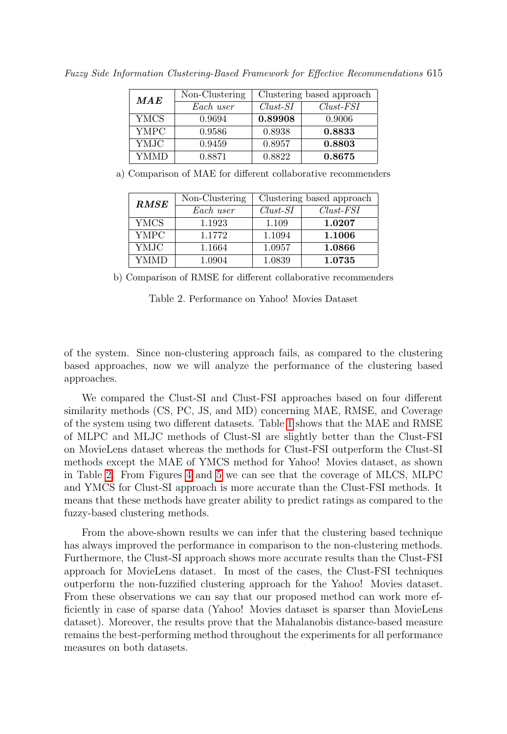| ***MAE*** | Non-Clustering | Clustering based approach | |
|---|---|---|---|
| | *Each user* | *Clust-SI* | *Clust-FSI* |
| YMCS | 0.9694 | **0.89908** | 0.9006 |
| YMPC | 0.9586 | 0.8938 | **0.8833** |
| YMJC | 0.9459 | 0.8957 | **0.8803** |
| YMMD | 0.8871 | 0.8822 | **0.8675** |

a) Comparison of MAE for different collaborative recommenders

| ***RMSE*** | Non-Clustering | Clustering based approach | |
|---|---|---|---|
| | *Each user* | *Clust-SI* | *Clust-FSI* |
| YMCS | 1.1923 | 1.109 | **1.0207** |
| YMPC | 1.1772 | 1.1094 | **1.1006** |
| YMJC | 1.1664 | 1.0957 | **1.0866** |
| YMMD | 1.0904 | 1.0839 | **1.0735** |

b) Comparison of RMSE for different collaborative recommenders

Table 2. Performance on Yahoo! Movies Dataset

of the system. Since non-clustering approach fails, as compared to the clustering based approaches, now we will analyze the performance of the clustering based approaches.

We compared the Clust-SI and Clust-FSI approaches based on four different similarity methods (CS, PC, JS, and MD) concerning MAE, RMSE, and Coverage of the system using two different datasets. Table 1 shows that the MAE and RMSE of MLPC and MLJC methods of Clust-SI are slightly better than the Clust-FSI on MovieLens dataset whereas the methods for Clust-FSI outperform the Clust-SI methods except the MAE of YMCS method for Yahoo! Movies dataset, as shown in Table 2. From Figures 4 and 5 we can see that the coverage of MLCS, MLPC and YMCS for Clust-SI approach is more accurate than the Clust-FSI methods. It means that these methods have greater ability to predict ratings as compared to the fuzzy-based clustering methods.

From the above-shown results we can infer that the clustering based technique has always improved the performance in comparison to the non-clustering methods. Furthermore, the Clust-SI approach shows more accurate results than the Clust-FSI approach for MovieLens dataset. In most of the cases, the Clust-FSI techniques outperform the non-fuzzified clustering approach for the Yahoo! Movies dataset. From these observations we can say that our proposed method can work more efficiently in case of sparse data (Yahoo! Movies dataset is sparser than MovieLens dataset). Moreover, the results prove that the Mahalanobis distance-based measure remains the best-performing method throughout the experiments for all performance measures on both datasets.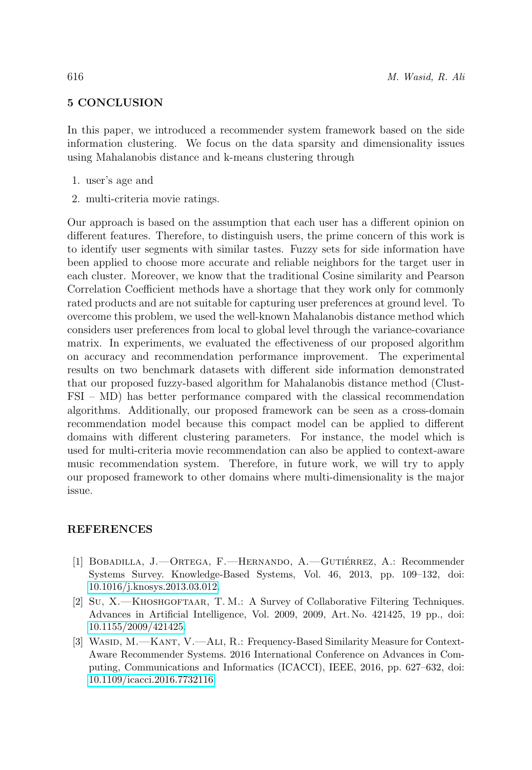## 5 CONCLUSION

In this paper, we introduced a recommender system framework based on the side information clustering. We focus on the data sparsity and dimensionality issues using Mahalanobis distance and k-means clustering through

1. user's age and
2. multi-criteria movie ratings.

Our approach is based on the assumption that each user has a different opinion on different features. Therefore, to distinguish users, the prime concern of this work is to identify user segments with similar tastes. Fuzzy sets for side information have been applied to choose more accurate and reliable neighbors for the target user in each cluster. Moreover, we know that the traditional Cosine similarity and Pearson Correlation Coefficient methods have a shortage that they work only for commonly rated products and are not suitable for capturing user preferences at ground level. To overcome this problem, we used the well-known Mahalanobis distance method which considers user preferences from local to global level through the variance-covariance matrix. In experiments, we evaluated the effectiveness of our proposed algorithm on accuracy and recommendation performance improvement. The experimental results on two benchmark datasets with different side information demonstrated that our proposed fuzzy-based algorithm for Mahalanobis distance method (Clust-FSI – MD) has better performance compared with the classical recommendation algorithms. Additionally, our proposed framework can be seen as a cross-domain recommendation model because this compact model can be applied to different domains with different clustering parameters. For instance, the model which is used for multi-criteria movie recommendation can also be applied to context-aware music recommendation system. Therefore, in future work, we will try to apply our proposed framework to other domains where multi-dimensionality is the major issue.

## REFERENCES

[1] Bobadilla, J.—Ortega, F.—Hernando, A.—Gutiérrez, A.: Recommender Systems Survey. Knowledge-Based Systems, Vol. 46, 2013, pp. 109–132, doi: 10.1016/j.knosys.2013.03.012.

[2] Su, X.—Khoshgoftaar, T. M.: A Survey of Collaborative Filtering Techniques. Advances in Artificial Intelligence, Vol. 2009, 2009, Art. No. 421425, 19 pp., doi: 10.1155/2009/421425.

[3] Wasid, M.—Kant, V.—Ali, R.: Frequency-Based Similarity Measure for Context-Aware Recommender Systems. 2016 International Conference on Advances in Computing, Communications and Informatics (ICACCI), IEEE, 2016, pp. 627–632, doi: 10.1109/icacci.2016.7732116.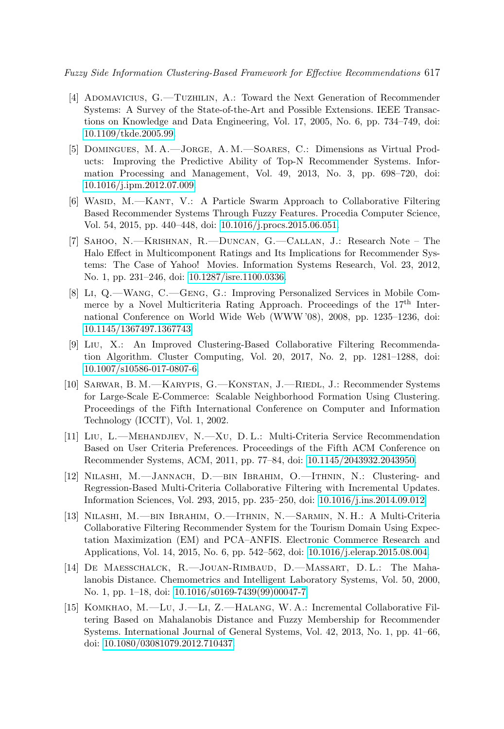[4] Adomavicius, G.—Tuzhilin, A.: Toward the Next Generation of Recommender Systems: A Survey of the State-of-the-Art and Possible Extensions. IEEE Transactions on Knowledge and Data Engineering, Vol. 17, 2005, No. 6, pp. 734–749, doi: 10.1109/tkde.2005.99.

[5] Domingues, M. A.—Jorge, A. M.—Soares, C.: Dimensions as Virtual Products: Improving the Predictive Ability of Top-N Recommender Systems. Information Processing and Management, Vol. 49, 2013, No. 3, pp. 698–720, doi: 10.1016/j.ipm.2012.07.009.

[6] Wasid, M.—Kant, V.: A Particle Swarm Approach to Collaborative Filtering Based Recommender Systems Through Fuzzy Features. Procedia Computer Science, Vol. 54, 2015, pp. 440–448, doi: 10.1016/j.procs.2015.06.051.

[7] Sahoo, N.—Krishnan, R.—Duncan, G.—Callan, J.: Research Note – The Halo Effect in Multicomponent Ratings and Its Implications for Recommender Systems: The Case of Yahoo! Movies. Information Systems Research, Vol. 23, 2012, No. 1, pp. 231–246, doi: 10.1287/isre.1100.0336.

[8] Li, Q.—Wang, C.—Geng, G.: Improving Personalized Services in Mobile Commerce by a Novel Multicriteria Rating Approach. Proceedings of the 17th International Conference on World Wide Web (WWW '08), 2008, pp. 1235–1236, doi: 10.1145/1367497.1367743.

[9] Liu, X.: An Improved Clustering-Based Collaborative Filtering Recommendation Algorithm. Cluster Computing, Vol. 20, 2017, No. 2, pp. 1281–1288, doi: 10.1007/s10586-017-0807-6.

[10] Sarwar, B. M.—Karypis, G.—Konstan, J.—Riedl, J.: Recommender Systems for Large-Scale E-Commerce: Scalable Neighborhood Formation Using Clustering. Proceedings of the Fifth International Conference on Computer and Information Technology (ICCIT), Vol. 1, 2002.

[11] Liu, L.—Mehandjiev, N.—Xu, D. L.: Multi-Criteria Service Recommendation Based on User Criteria Preferences. Proceedings of the Fifth ACM Conference on Recommender Systems, ACM, 2011, pp. 77–84, doi: 10.1145/2043932.2043950.

[12] Nilashi, M.—Jannach, D.—bin Ibrahim, O.—Ithnin, N.: Clustering- and Regression-Based Multi-Criteria Collaborative Filtering with Incremental Updates. Information Sciences, Vol. 293, 2015, pp. 235–250, doi: 10.1016/j.ins.2014.09.012.

[13] Nilashi, M.—bin Ibrahim, O.—Ithnin, N.—Sarmin, N. H.: A Multi-Criteria Collaborative Filtering Recommender System for the Tourism Domain Using Expectation Maximization (EM) and PCA–ANFIS. Electronic Commerce Research and Applications, Vol. 14, 2015, No. 6, pp. 542–562, doi: 10.1016/j.elerap.2015.08.004.

[14] De Maesschalck, R.—Jouan-Rimbaud, D.—Massart, D. L.: The Mahalanobis Distance. Chemometrics and Intelligent Laboratory Systems, Vol. 50, 2000, No. 1, pp. 1–18, doi: 10.1016/s0169-7439(99)00047-7.

[15] Komkhao, M.—Lu, J.—Li, Z.—Halang, W. A.: Incremental Collaborative Filtering Based on Mahalanobis Distance and Fuzzy Membership for Recommender Systems. International Journal of General Systems, Vol. 42, 2013, No. 1, pp. 41–66, doi: 10.1080/03081079.2012.710437.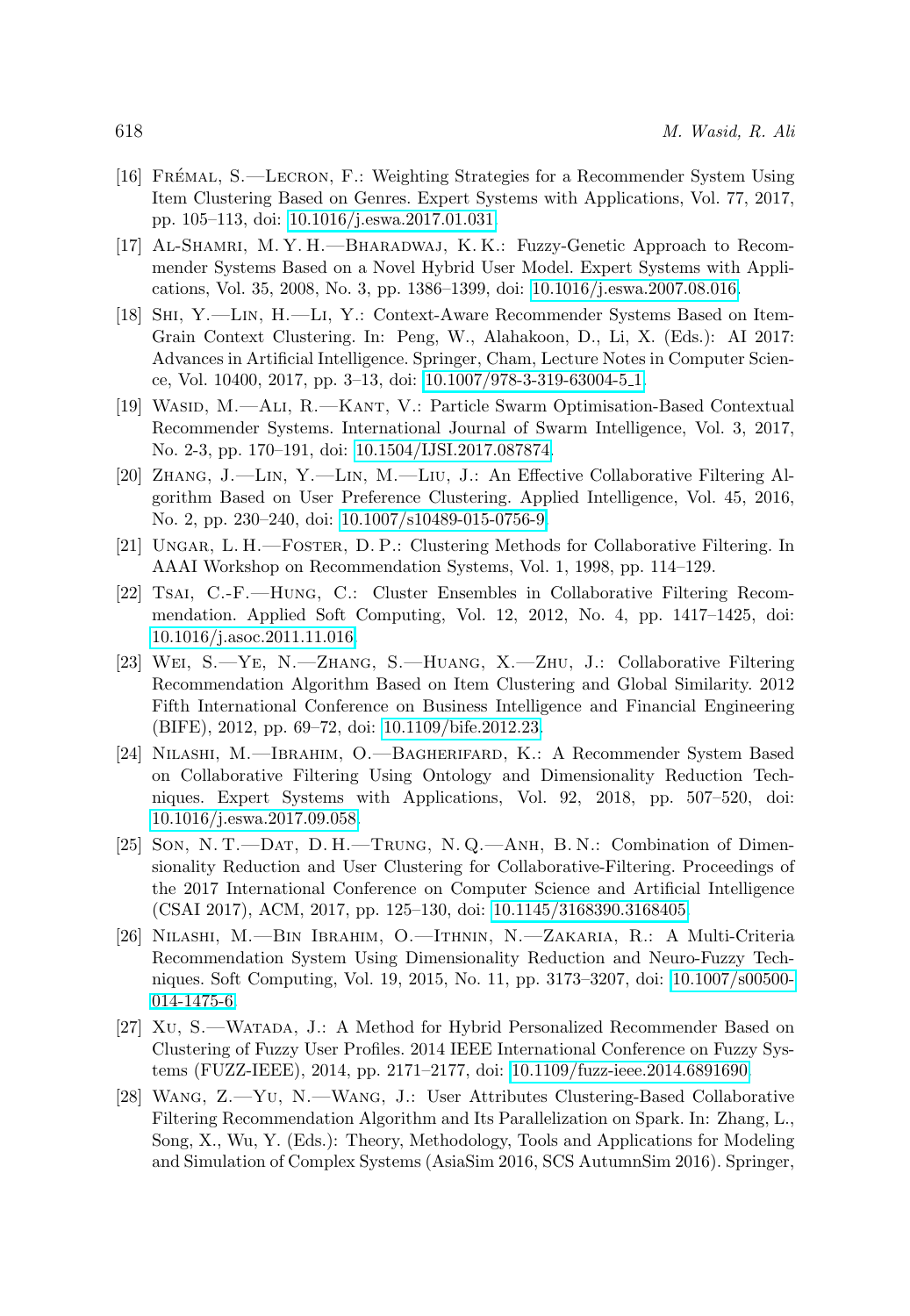[16] Frémal, S.—Lecron, F.: Weighting Strategies for a Recommender System Using Item Clustering Based on Genres. Expert Systems with Applications, Vol. 77, 2017, pp. 105–113, doi: 10.1016/j.eswa.2017.01.031.

[17] Al-Shamri, M. Y. H.—Bharadwaj, K. K.: Fuzzy-Genetic Approach to Recommender Systems Based on a Novel Hybrid User Model. Expert Systems with Applications, Vol. 35, 2008, No. 3, pp. 1386–1399, doi: 10.1016/j.eswa.2007.08.016.

[18] Shi, Y.—Lin, H.—Li, Y.: Context-Aware Recommender Systems Based on Item-Grain Context Clustering. In: Peng, W., Alahakoon, D., Li, X. (Eds.): AI 2017: Advances in Artificial Intelligence. Springer, Cham, Lecture Notes in Computer Science, Vol. 10400, 2017, pp. 3–13, doi: 10.1007/978-3-319-63004-5_1.

[19] Wasid, M.—Ali, R.—Kant, V.: Particle Swarm Optimisation-Based Contextual Recommender Systems. International Journal of Swarm Intelligence, Vol. 3, 2017, No. 2-3, pp. 170–191, doi: 10.1504/IJSI.2017.087874.

[20] Zhang, J.—Lin, Y.—Lin, M.—Liu, J.: An Effective Collaborative Filtering Algorithm Based on User Preference Clustering. Applied Intelligence, Vol. 45, 2016, No. 2, pp. 230–240, doi: 10.1007/s10489-015-0756-9.

[21] Ungar, L. H.—Foster, D. P.: Clustering Methods for Collaborative Filtering. In AAAI Workshop on Recommendation Systems, Vol. 1, 1998, pp. 114–129.

[22] Tsai, C.-F.—Hung, C.: Cluster Ensembles in Collaborative Filtering Recommendation. Applied Soft Computing, Vol. 12, 2012, No. 4, pp. 1417–1425, doi: 10.1016/j.asoc.2011.11.016.

[23] Wei, S.—Ye, N.—Zhang, S.—Huang, X.—Zhu, J.: Collaborative Filtering Recommendation Algorithm Based on Item Clustering and Global Similarity. 2012 Fifth International Conference on Business Intelligence and Financial Engineering (BIFE), 2012, pp. 69–72, doi: 10.1109/bife.2012.23.

[24] Nilashi, M.—Ibrahim, O.—Bagherifard, K.: A Recommender System Based on Collaborative Filtering Using Ontology and Dimensionality Reduction Techniques. Expert Systems with Applications, Vol. 92, 2018, pp. 507–520, doi: 10.1016/j.eswa.2017.09.058.

[25] Son, N. T.—Dat, D. H.—Trung, N. Q.—Anh, B. N.: Combination of Dimensionality Reduction and User Clustering for Collaborative-Filtering. Proceedings of the 2017 International Conference on Computer Science and Artificial Intelligence (CSAI 2017), ACM, 2017, pp. 125–130, doi: 10.1145/3168390.3168405.

[26] Nilashi, M.—Bin Ibrahim, O.—Ithnin, N.—Zakaria, R.: A Multi-Criteria Recommendation System Using Dimensionality Reduction and Neuro-Fuzzy Techniques. Soft Computing, Vol. 19, 2015, No. 11, pp. 3173–3207, doi: 10.1007/s00500-014-1475-6.

[27] Xu, S.—Watada, J.: A Method for Hybrid Personalized Recommender Based on Clustering of Fuzzy User Profiles. 2014 IEEE International Conference on Fuzzy Systems (FUZZ-IEEE), 2014, pp. 2171–2177, doi: 10.1109/fuzz-ieee.2014.6891690.

[28] Wang, Z.—Yu, N.—Wang, J.: User Attributes Clustering-Based Collaborative Filtering Recommendation Algorithm and Its Parallelization on Spark. In: Zhang, L., Song, X., Wu, Y. (Eds.): Theory, Methodology, Tools and Applications for Modeling and Simulation of Complex Systems (AsiaSim 2016, SCS AutumnSim 2016). Springer,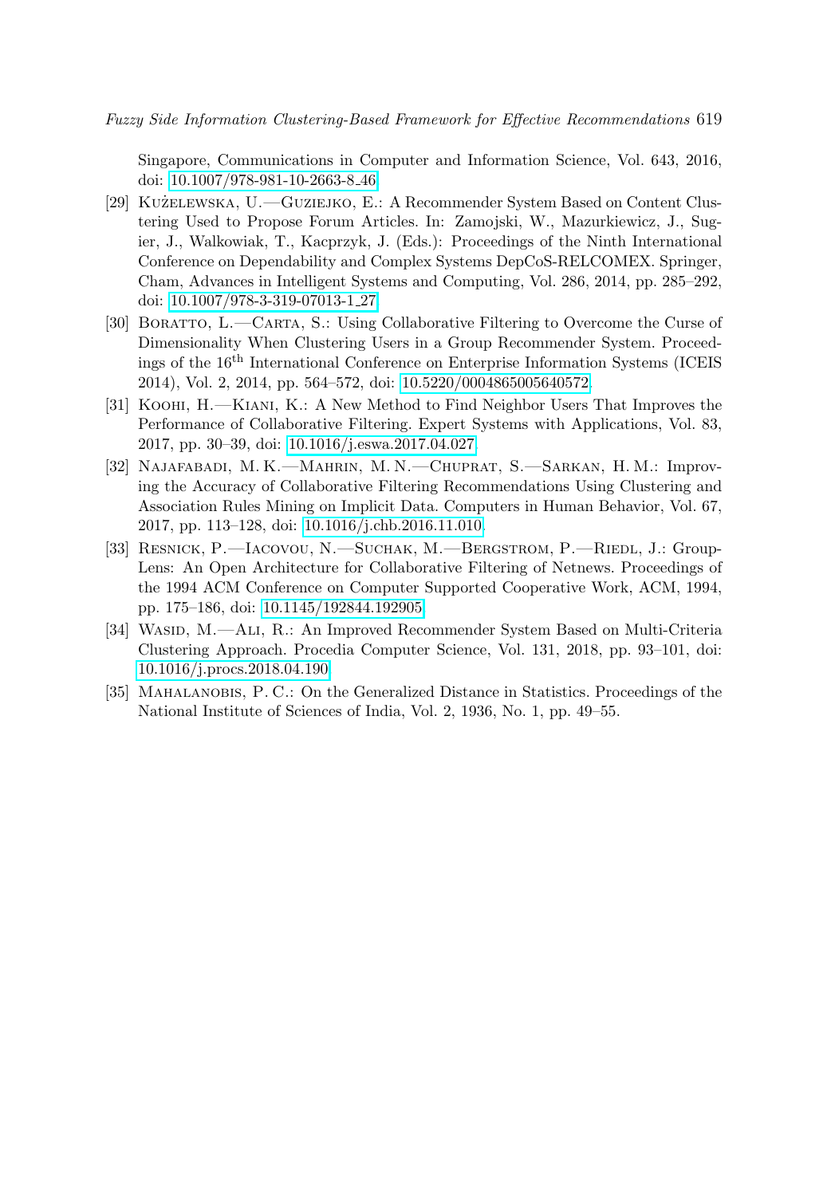Singapore, Communications in Computer and Information Science, Vol. 643, 2016, doi: 10.1007/978-981-10-2663-8_46.

[29] Kużelewska, U.—Guziejko, E.: A Recommender System Based on Content Clustering Used to Propose Forum Articles. In: Zamojski, W., Mazurkiewicz, J., Sugier, J., Walkowiak, T., Kacprzyk, J. (Eds.): Proceedings of the Ninth International Conference on Dependability and Complex Systems DepCoS-RELCOMEX. Springer, Cham, Advances in Intelligent Systems and Computing, Vol. 286, 2014, pp. 285–292, doi: 10.1007/978-3-319-07013-1_27.

[30] Boratto, L.—Carta, S.: Using Collaborative Filtering to Overcome the Curse of Dimensionality When Clustering Users in a Group Recommender System. Proceedings of the 16th International Conference on Enterprise Information Systems (ICEIS 2014), Vol. 2, 2014, pp. 564–572, doi: 10.5220/0004865005640572.

[31] Koohi, H.—Kiani, K.: A New Method to Find Neighbor Users That Improves the Performance of Collaborative Filtering. Expert Systems with Applications, Vol. 83, 2017, pp. 30–39, doi: 10.1016/j.eswa.2017.04.027.

[32] Najafabadi, M. K.—Mahrin, M. N.—Chuprat, S.—Sarkan, H. M.: Improving the Accuracy of Collaborative Filtering Recommendations Using Clustering and Association Rules Mining on Implicit Data. Computers in Human Behavior, Vol. 67, 2017, pp. 113–128, doi: 10.1016/j.chb.2016.11.010.

[33] Resnick, P.—Iacovou, N.—Suchak, M.—Bergstrom, P.—Riedl, J.: GroupLens: An Open Architecture for Collaborative Filtering of Netnews. Proceedings of the 1994 ACM Conference on Computer Supported Cooperative Work, ACM, 1994, pp. 175–186, doi: 10.1145/192844.192905.

[34] Wasid, M.—Ali, R.: An Improved Recommender System Based on Multi-Criteria Clustering Approach. Procedia Computer Science, Vol. 131, 2018, pp. 93–101, doi: 10.1016/j.procs.2018.04.190.

[35] Mahalanobis, P. C.: On the Generalized Distance in Statistics. Proceedings of the National Institute of Sciences of India, Vol. 2, 1936, No. 1, pp. 49–55.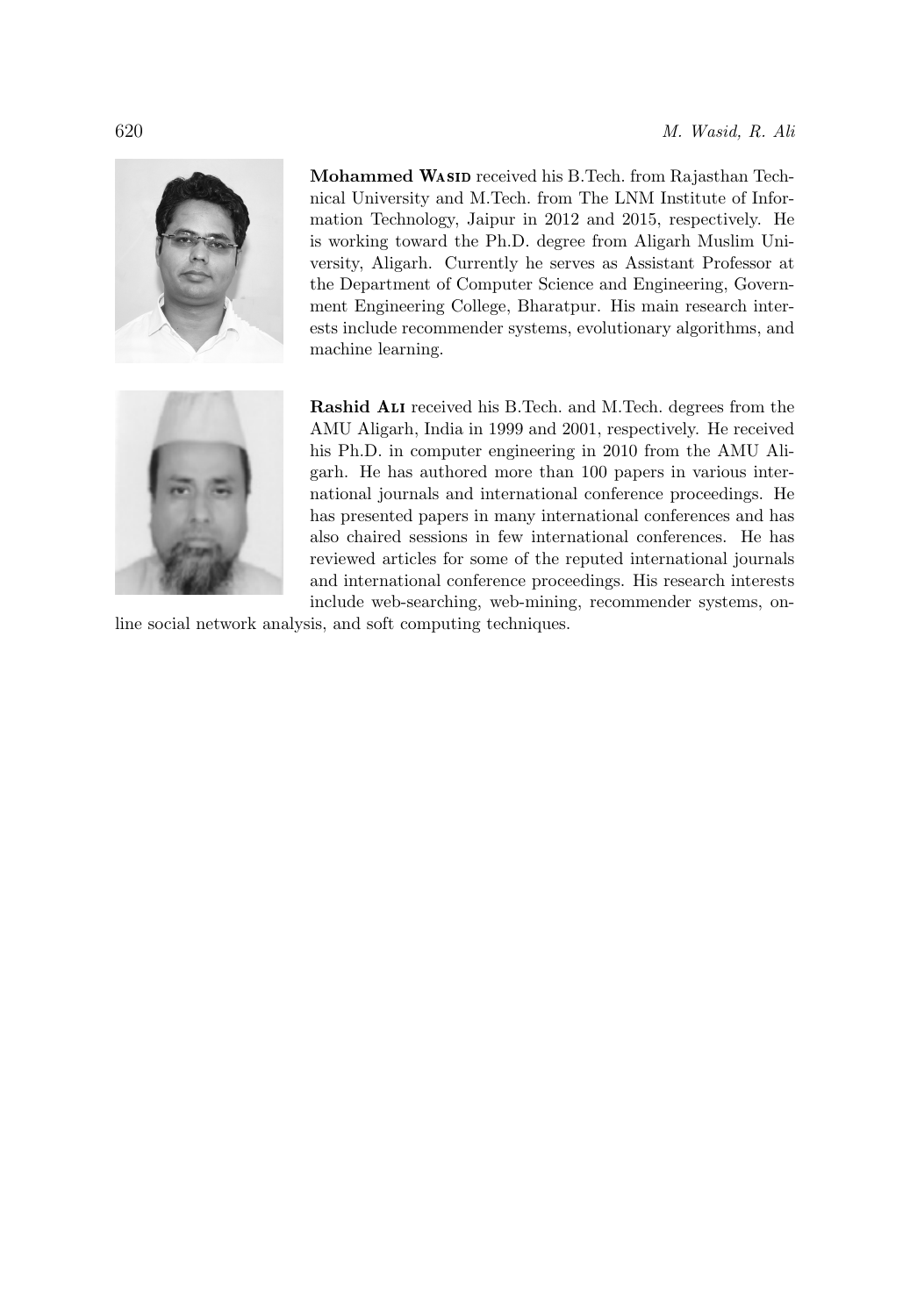**Mohammed Wasid** received his B.Tech. from Rajasthan Technical University and M.Tech. from The LNM Institute of Information Technology, Jaipur in 2012 and 2015, respectively. He is working toward the Ph.D. degree from Aligarh Muslim University, Aligarh. Currently he serves as Assistant Professor at the Department of Computer Science and Engineering, Government Engineering College, Bharatpur. His main research interests include recommender systems, evolutionary algorithms, and machine learning.

**Rashid Ali** received his B.Tech. and M.Tech. degrees from the AMU Aligarh, India in 1999 and 2001, respectively. He received his Ph.D. in computer engineering in 2010 from the AMU Aligarh. He has authored more than 100 papers in various international journals and international conference proceedings. He has presented papers in many international conferences and has also chaired sessions in few international conferences. He has reviewed articles for some of the reputed international journals and international conference proceedings. His research interests include web-searching, web-mining, recommender systems, online social network analysis, and soft computing techniques.